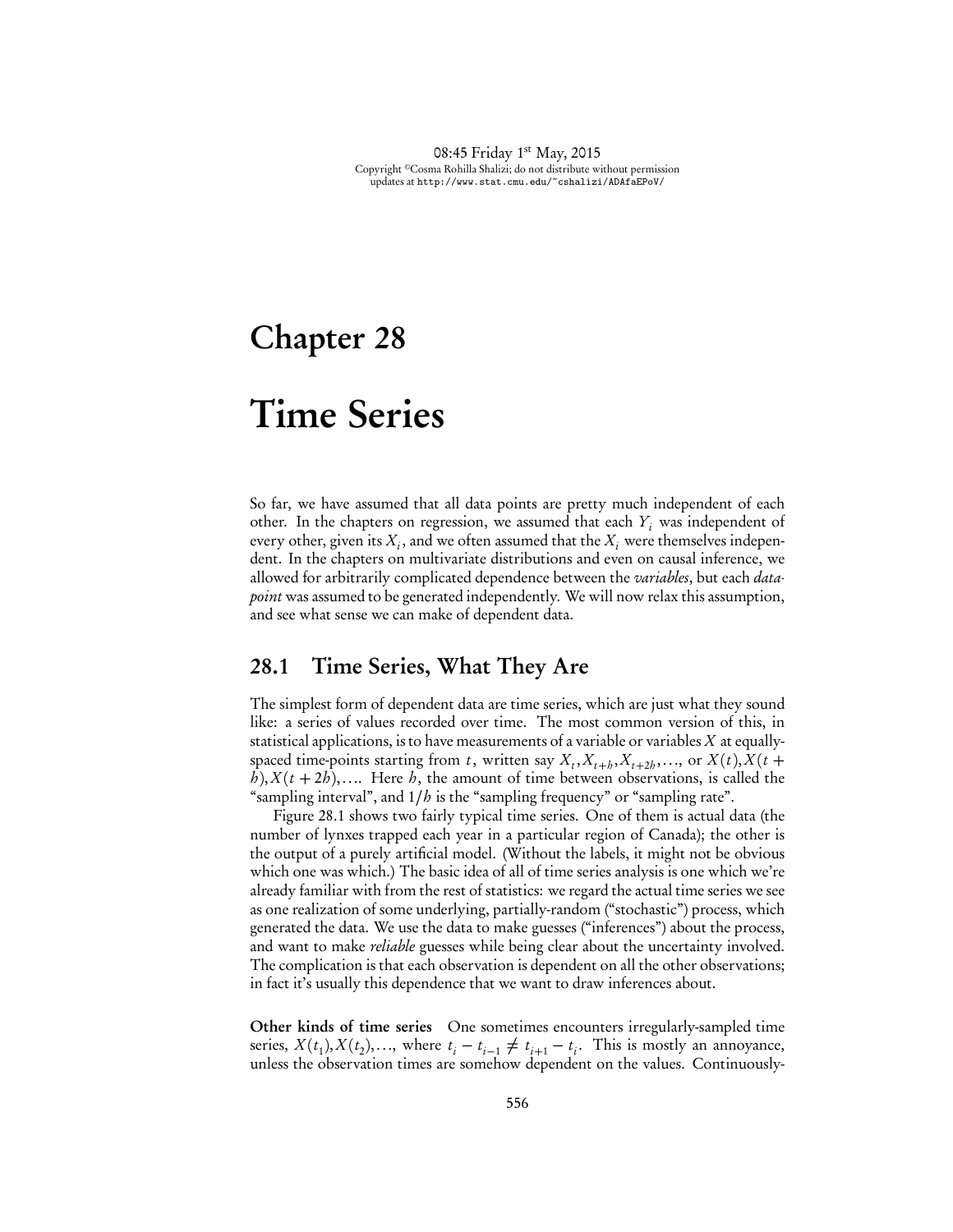# Chapter 28

# Time Series

So far, we have assumed that all data points are pretty much independent of each other. In the chapters on regression, we assumed that each $Y_i$ was independent of every other, given its $X_i$, and we often assumed that the $X_i$ were themselves independent. In the chapters on multivariate distributions and even on causal inference, we allowed for arbitrarily complicated dependence between the *variables*, but each *datapoint* was assumed to be generated independently. We will now relax this assumption, and see what sense we can make of dependent data.

## 28.1 Time Series, What They Are

The simplest form of dependent data are time series, which are just what they sound like: a series of values recorded over time. The most common version of this, in statistical applications, is to have measurements of a variable or variables $X$ at equally-spaced time-points starting from $t$, written say $X_t, X_{t+h}, X_{t+2h}, \ldots$, or $X(t), X(t+h), X(t+2h), \ldots$. Here $h$, the amount of time between observations, is called the "sampling interval", and $1/h$ is the "sampling frequency" or "sampling rate".

Figure 28.1 shows two fairly typical time series. One of them is actual data (the number of lynxes trapped each year in a particular region of Canada); the other is the output of a purely artificial model. (Without the labels, it might not be obvious which one was which.) The basic idea of all of time series analysis is one which we're already familiar with from the rest of statistics: we regard the actual time series we see as one realization of some underlying, partially-random ("stochastic") process, which generated the data. We use the data to make guesses ("inferences") about the process, and want to make *reliable* guesses while being clear about the uncertainty involved. The complication is that each observation is dependent on all the other observations; in fact it's usually this dependence that we want to draw inferences about.

**Other kinds of time series** One sometimes encounters irregularly-sampled time series, $X(t_1), X(t_2), \ldots$, where $t_i - t_{i-1} \neq t_{i+1} - t_i$. This is mostly an annoyance, unless the observation times are somehow dependent on the values. Continuously-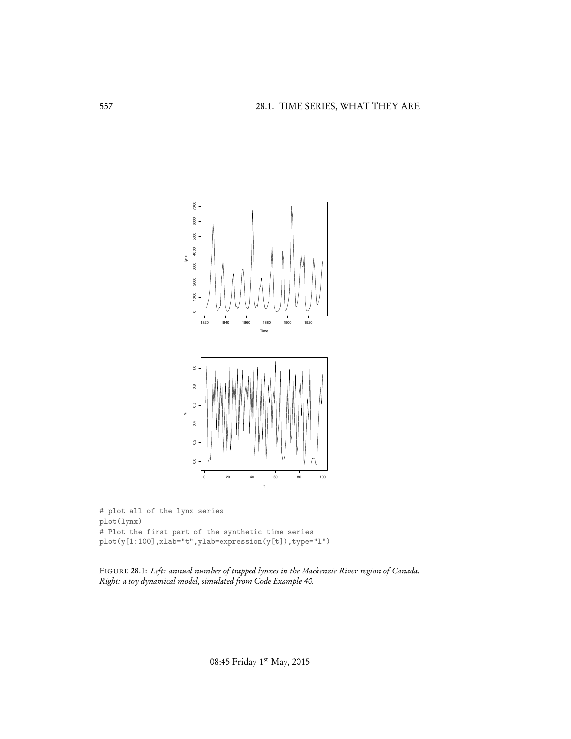```
# plot all of the lynx series
plot(lynx)
# Plot the first part of the synthetic time series
plot(y[1:100],xlab="t",ylab=expression(y[t]),type="l")
```

FIGURE 28.1: *Left: annual number of trapped lynxes in the Mackenzie River region of Canada. Right: a toy dynamical model, simulated from Code Example 40.*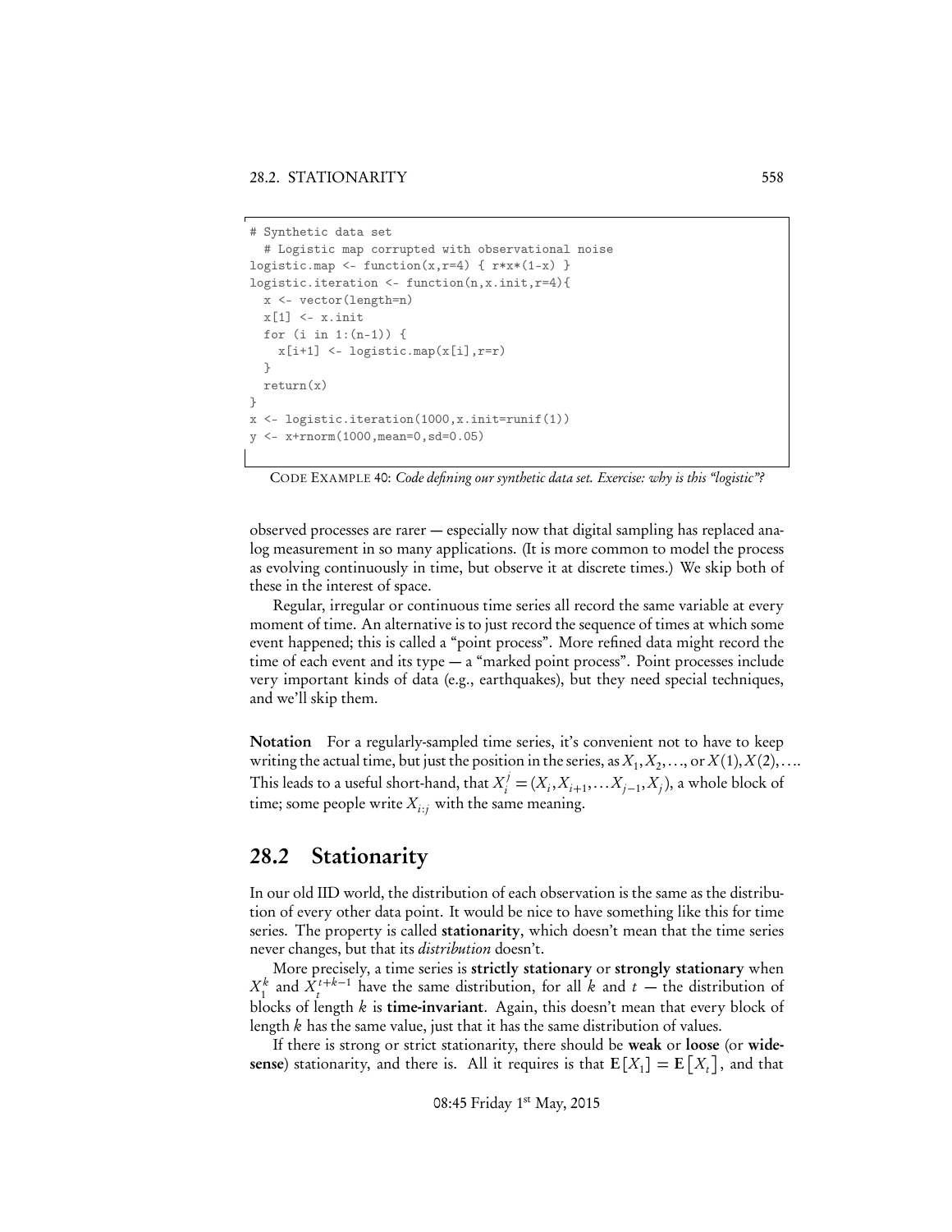```
# Synthetic data set
  # Logistic map corrupted with observational noise
logistic.map <- function(x,r=4) { r*x*(1-x) }
logistic.iteration <- function(n,x.init,r=4){
  x <- vector(length=n)
  x[1] <- x.init
  for (i in 1:(n-1)) {
    x[i+1] <- logistic.map(x[i],r=r)
  }
  return(x)
}
x <- logistic.iteration(1000,x.init=runif(1))
y <- x+rnorm(1000,mean=0,sd=0.05)
```

CODE EXAMPLE 40: *Code defining our synthetic data set. Exercise: why is this "logistic"?*

observed processes are rarer — especially now that digital sampling has replaced analog measurement in so many applications. (It is more common to model the process as evolving continuously in time, but observe it at discrete times.) We skip both of these in the interest of space.

Regular, irregular or continuous time series all record the same variable at every moment of time. An alternative is to just record the sequence of times at which some event happened; this is called a "point process". More refined data might record the time of each event and its type — a "marked point process". Point processes include very important kinds of data (e.g., earthquakes), but they need special techniques, and we'll skip them.

**Notation** For a regularly-sampled time series, it's convenient not to have to keep writing the actual time, but just the position in the series, as $X_1, X_2, \ldots$, or $X(1), X(2), \ldots$. This leads to a useful short-hand, that $X_i^j = (X_i, X_{i+1}, \ldots X_{j-1}, X_j)$, a whole block of time; some people write $X_{i:j}$ with the same meaning.

## 28.2 Stationarity

In our old IID world, the distribution of each observation is the same as the distribution of every other data point. It would be nice to have something like this for time series. The property is called **stationarity**, which doesn't mean that the time series never changes, but that its *distribution* doesn't.

More precisely, a time series is **strictly stationary** or **strongly stationary** when $X_1^k$ and $X_t^{t+k-1}$ have the same distribution, for all $k$ and $t$ — the distribution of blocks of length $k$ is **time-invariant**. Again, this doesn't mean that every block of length $k$ has the same value, just that it has the same distribution of values.

If there is strong or strict stationarity, there should be **weak** or **loose** (or **wide-sense**) stationarity, and there is. All it requires is that $\mathbf{E}[X_1] = \mathbf{E}[X_t]$, and that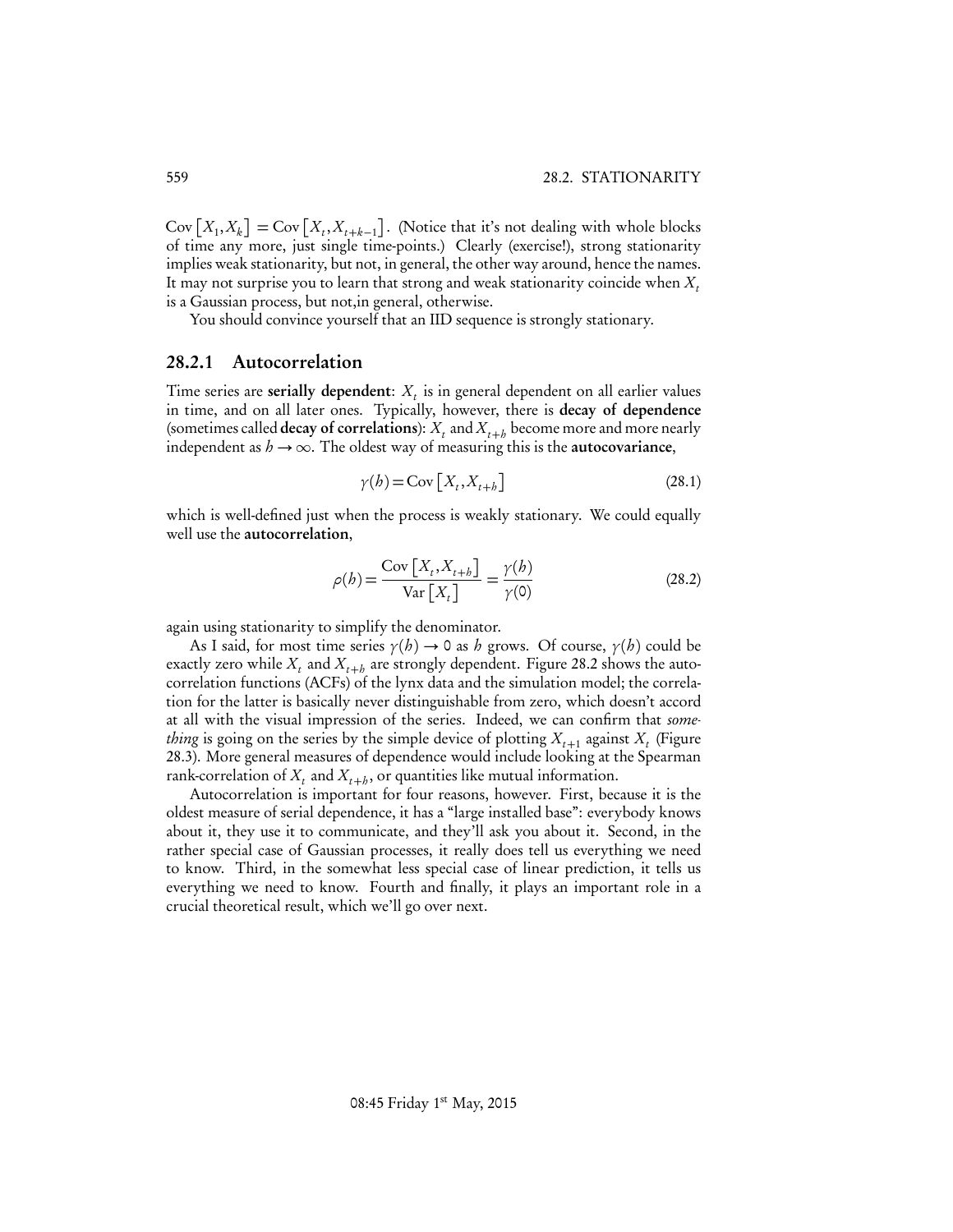$\text{Cov}\left[X_1, X_k\right] = \text{Cov}\left[X_t, X_{t+k-1}\right]$. (Notice that it's not dealing with whole blocks of time any more, just single time-points.) Clearly (exercise!), strong stationarity implies weak stationarity, but not, in general, the other way around, hence the names. It may not surprise you to learn that strong and weak stationarity coincide when $X_t$ is a Gaussian process, but not,in general, otherwise.

You should convince yourself that an IID sequence is strongly stationary.

### 28.2.1 Autocorrelation

Time series are **serially dependent**: $X_t$ is in general dependent on all earlier values in time, and on all later ones. Typically, however, there is **decay of dependence** (sometimes called **decay of correlations**): $X_t$ and $X_{t+h}$ become more and more nearly independent as $h \to \infty$. The oldest way of measuring this is the **autocovariance**,

$$\gamma(h) = \text{Cov}\left[X_t, X_{t+h}\right] \tag{28.1}$$

which is well-defined just when the process is weakly stationary. We could equally well use the **autocorrelation**,

$$\rho(h) = \frac{\text{Cov}\left[X_t, X_{t+h}\right]}{\text{Var}\left[X_t\right]} = \frac{\gamma(h)}{\gamma(0)} \tag{28.2}$$

again using stationarity to simplify the denominator.

As I said, for most time series $\gamma(h) \to 0$ as $h$ grows. Of course, $\gamma(h)$ could be exactly zero while $X_t$ and $X_{t+h}$ are strongly dependent. Figure 28.2 shows the autocorrelation functions (ACFs) of the lynx data and the simulation model; the correlation for the latter is basically never distinguishable from zero, which doesn't accord at all with the visual impression of the series. Indeed, we can confirm that *something* is going on the series by the simple device of plotting $X_{t+1}$ against $X_t$ (Figure 28.3). More general measures of dependence would include looking at the Spearman rank-correlation of $X_t$ and $X_{t+h}$, or quantities like mutual information.

Autocorrelation is important for four reasons, however. First, because it is the oldest measure of serial dependence, it has a "large installed base": everybody knows about it, they use it to communicate, and they'll ask you about it. Second, in the rather special case of Gaussian processes, it really does tell us everything we need to know. Third, in the somewhat less special case of linear prediction, it tells us everything we need to know. Fourth and finally, it plays an important role in a crucial theoretical result, which we'll go over next.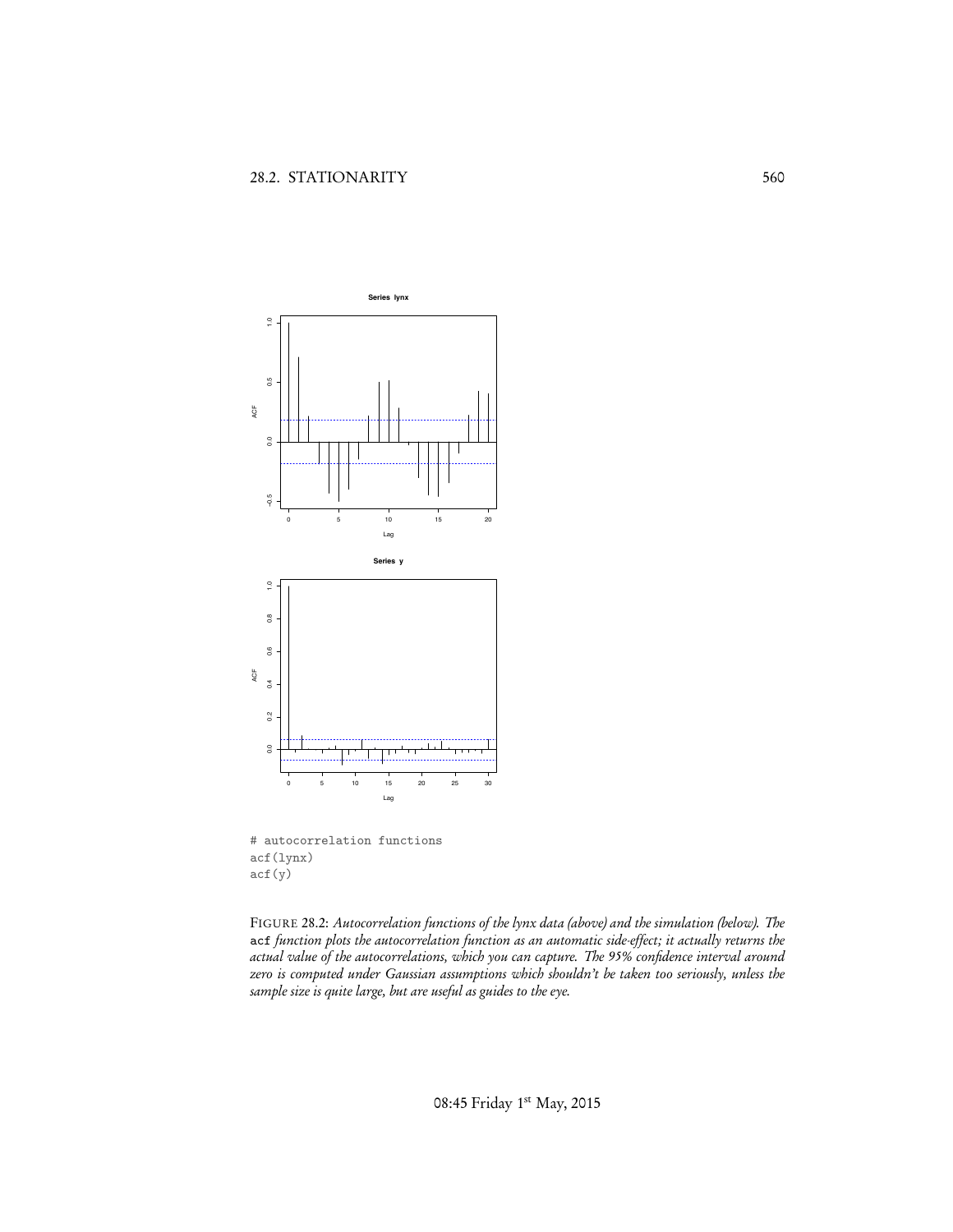```
# autocorrelation functions
acf(lynx)
acf(y)
```

FIGURE 28.2: *Autocorrelation functions of the lynx data (above) and the simulation (below). The* `acf` *function plots the autocorrelation function as an automatic side-effect; it actually returns the actual value of the autocorrelations, which you can capture. The 95% confidence interval around zero is computed under Gaussian assumptions which shouldn't be taken too seriously, unless the sample size is quite large, but are useful as guides to the eye.*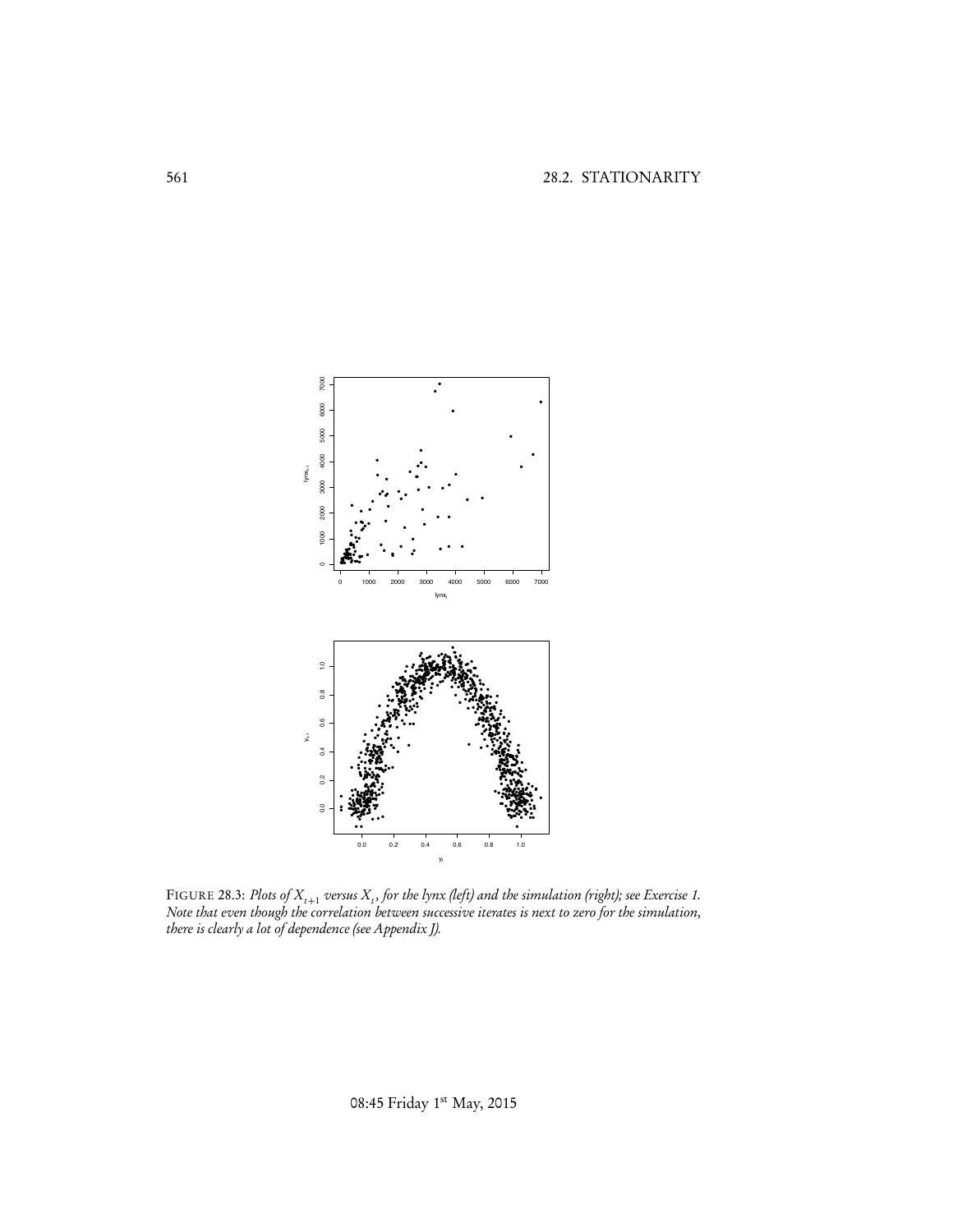FIGURE 28.3: *Plots of $X_{t+1}$ versus $X_t$, for the lynx (left) and the simulation (right); see Exercise 1. Note that even though the correlation between successive iterates is next to zero for the simulation, there is clearly a lot of dependence (see Appendix J).*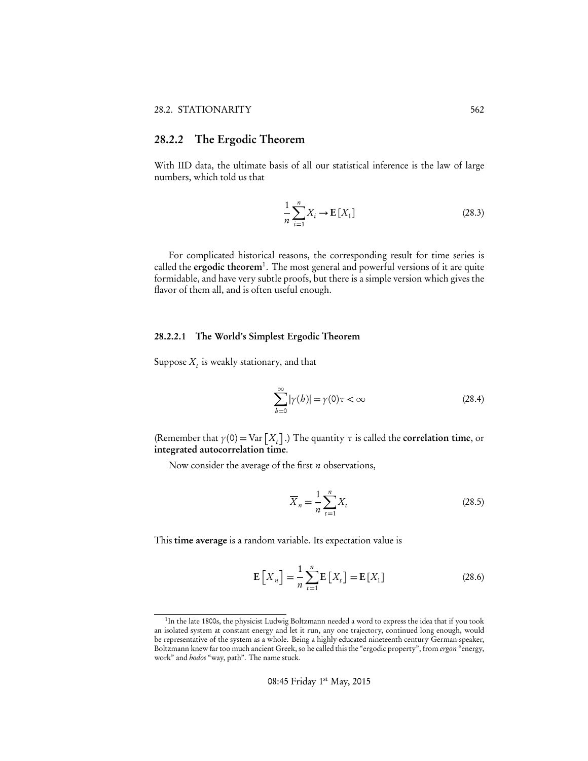### 28.2.2 The Ergodic Theorem

With IID data, the ultimate basis of all our statistical inference is the law of large numbers, which told us that

$$\frac{1}{n}\sum_{i=1}^{n} X_i \rightarrow \mathbf{E}[X_1] \tag{28.3}$$

For complicated historical reasons, the corresponding result for time series is called the **ergodic theorem**[1]. The most general and powerful versions of it are quite formidable, and have very subtle proofs, but there is a simple version which gives the flavor of them all, and is often useful enough.

#### 28.2.2.1 The World's Simplest Ergodic Theorem

Suppose $X_t$ is weakly stationary, and that

$$\sum_{h=0}^{\infty} |\gamma(h)| = \gamma(0)\tau < \infty \tag{28.4}$$

(Remember that $\gamma(0) = \mathrm{Var}\left[X_t\right]$.) The quantity $\tau$ is called the **correlation time**, or **integrated autocorrelation time**.

Now consider the average of the first $n$ observations,

$$\overline{X}_n = \frac{1}{n}\sum_{t=1}^{n} X_t \tag{28.5}$$

This **time average** is a random variable. Its expectation value is

$$\mathbf{E}\left[\overline{X}_n\right] = \frac{1}{n}\sum_{t=1}^{n}\mathbf{E}\left[X_t\right] = \mathbf{E}[X_1] \tag{28.6}$$

[1] In the late 1800s, the physicist Ludwig Boltzmann needed a word to express the idea that if you took an isolated system at constant energy and let it run, any one trajectory, continued long enough, would be representative of the system as a whole. Being a highly-educated nineteenth century German-speaker, Boltzmann knew far too much ancient Greek, so he called this the "ergodic property", from *ergon* "energy, work" and *hodos* "way, path". The name stuck.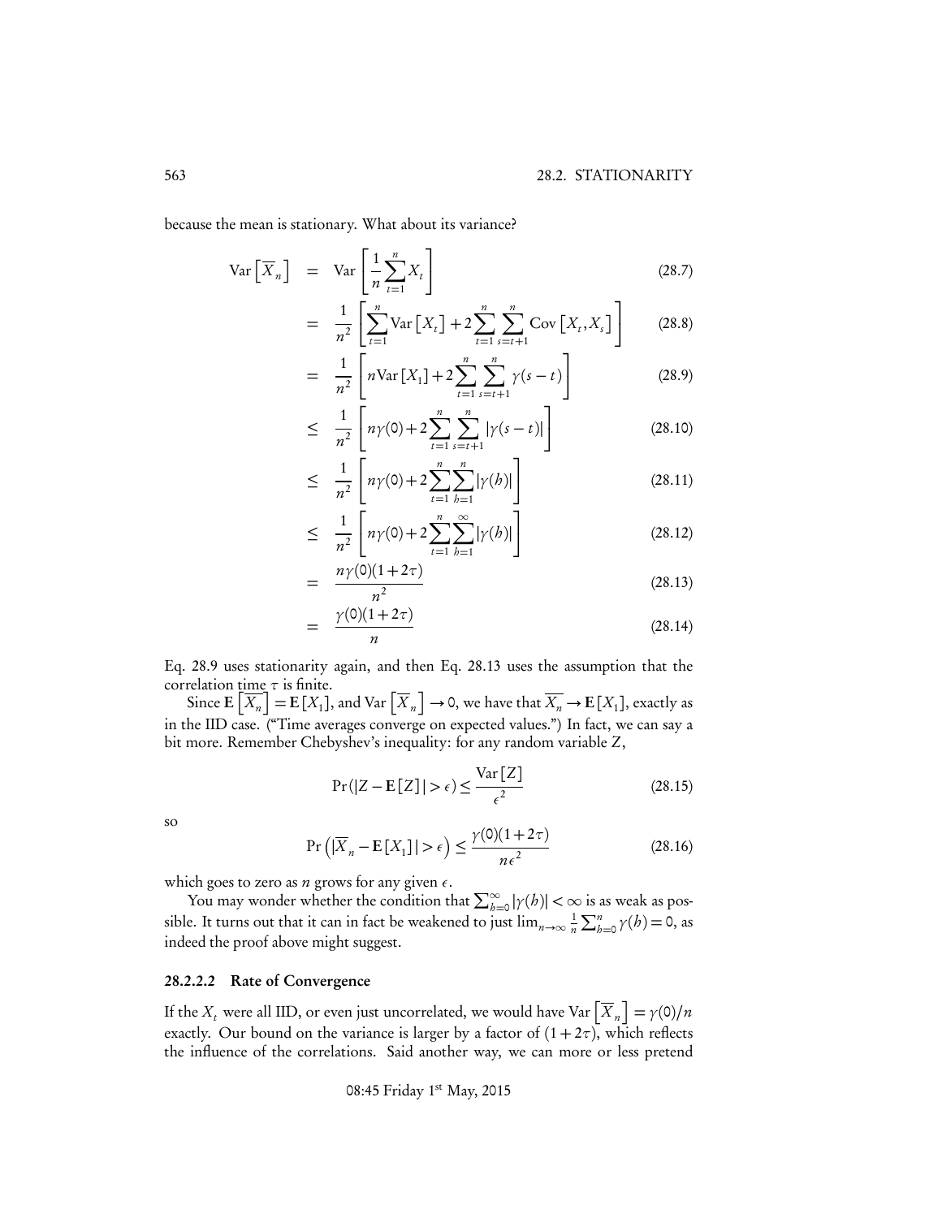because the mean is stationary. What about its variance?

$$\text{Var}\left[\overline{X}_n\right] = \text{Var}\left[\frac{1}{n}\sum_{t=1}^{n} X_t\right] \tag{28.7}$$

$$= \frac{1}{n^2}\left[\sum_{t=1}^{n}\text{Var}\left[X_t\right] + 2\sum_{t=1}^{n}\sum_{s=t+1}^{n}\text{Cov}\left[X_t, X_s\right]\right] \tag{28.8}$$

$$= \frac{1}{n^2}\left[n\text{Var}\left[X_1\right] + 2\sum_{t=1}^{n}\sum_{s=t+1}^{n}\gamma(s-t)\right] \tag{28.9}$$

$$\leq \frac{1}{n^2}\left[n\gamma(0) + 2\sum_{t=1}^{n}\sum_{s=t+1}^{n}|\gamma(s-t)|\right] \tag{28.10}$$

$$\leq \frac{1}{n^2}\left[n\gamma(0) + 2\sum_{t=1}^{n}\sum_{h=1}^{n}|\gamma(h)|\right] \tag{28.11}$$

$$\leq \frac{1}{n^2}\left[n\gamma(0) + 2\sum_{t=1}^{n}\sum_{h=1}^{\infty}|\gamma(h)|\right] \tag{28.12}$$

$$= \frac{n\gamma(0)(1+2\tau)}{n^2} \tag{28.13}$$

$$= \frac{\gamma(0)(1+2\tau)}{n} \tag{28.14}$$

Eq. 28.9 uses stationarity again, and then Eq. 28.13 uses the assumption that the correlation time $\tau$ is finite.

Since $\mathbf{E}\left[\overline{X_n}\right] = \mathbf{E}\left[X_1\right]$, and $\text{Var}\left[\overline{X}_n\right] \to 0$, we have that $\overline{X_n} \to \mathbf{E}\left[X_1\right]$, exactly as in the IID case. ("Time averages converge on expected values.") In fact, we can say a bit more. Remember Chebyshev's inequality: for any random variable $Z$,

$$\Pr(|Z - \mathbf{E}[Z]| > \epsilon) \leq \frac{\text{Var}[Z]}{\epsilon^2} \tag{28.15}$$

so

$$\Pr\left(|\overline{X}_n - \mathbf{E}[X_1]| > \epsilon\right) \leq \frac{\gamma(0)(1+2\tau)}{n\epsilon^2} \tag{28.16}$$

which goes to zero as $n$ grows for any given $\epsilon$.

You may wonder whether the condition that $\sum_{h=0}^{\infty}|\gamma(h)| < \infty$ is as weak as possible. It turns out that it can in fact be weakened to just $\lim_{n\to\infty}\frac{1}{n}\sum_{h=0}^{n}\gamma(h) = 0$, as indeed the proof above might suggest.

#### 28.2.2.2 Rate of Convergence

If the $X_t$ were all IID, or even just uncorrelated, we would have $\text{Var}\left[\overline{X}_n\right] = \gamma(0)/n$ exactly. Our bound on the variance is larger by a factor of $(1+2\tau)$, which reflects the influence of the correlations. Said another way, we can more or less pretend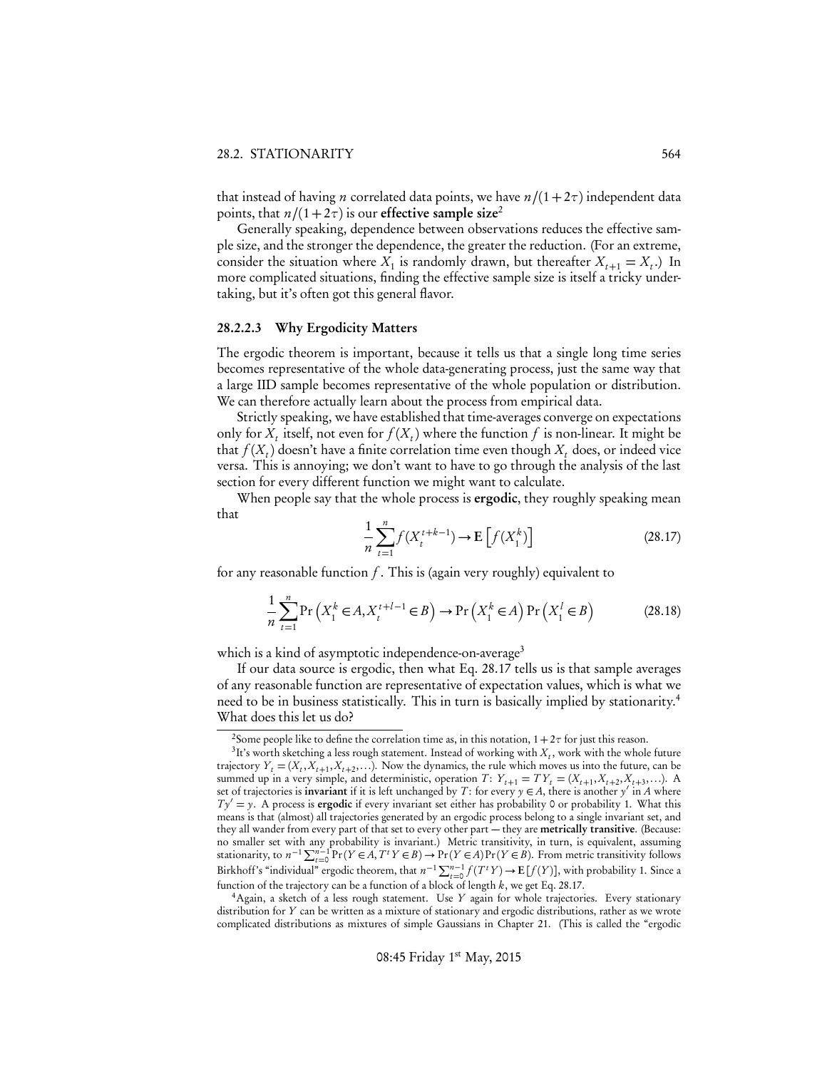that instead of having $n$ correlated data points, we have $n/(1+2\tau)$ independent data points, that $n/(1+2\tau)$ is our **effective sample size**[2]

Generally speaking, dependence between observations reduces the effective sample size, and the stronger the dependence, the greater the reduction. (For an extreme, consider the situation where $X_1$ is randomly drawn, but thereafter $X_{t+1} = X_t$.) In more complicated situations, finding the effective sample size is itself a tricky undertaking, but it's often got this general flavor.

#### 28.2.2.3 Why Ergodicity Matters

The ergodic theorem is important, because it tells us that a single long time series becomes representative of the whole data-generating process, just the same way that a large IID sample becomes representative of the whole population or distribution. We can therefore actually learn about the process from empirical data.

Strictly speaking, we have established that time-averages converge on expectations only for $X_t$ itself, not even for $f(X_t)$ where the function $f$ is non-linear. It might be that $f(X_t)$ doesn't have a finite correlation time even though $X_t$ does, or indeed vice versa. This is annoying; we don't want to have to go through the analysis of the last section for every different function we might want to calculate.

When people say that the whole process is **ergodic**, they roughly speaking mean that

$$\frac{1}{n}\sum_{t=1}^{n} f(X_t^{t+k-1}) \rightarrow \mathbf{E}\left[f(X_1^k)\right] \tag{28.17}$$

for any reasonable function $f$. This is (again very roughly) equivalent to

$$\frac{1}{n}\sum_{t=1}^{n} \Pr\left(X_1^k \in A, X_t^{t+l-1} \in B\right) \rightarrow \Pr\left(X_1^k \in A\right)\Pr\left(X_1^l \in B\right) \tag{28.18}$$

which is a kind of asymptotic independence-on-average[3]

If our data source is ergodic, then what Eq. 28.17 tells us is that sample averages of any reasonable function are representative of expectation values, which is what we need to be in business statistically. This in turn is basically implied by stationarity.[4] What does this let us do?

---

[2] Some people like to define the correlation time as, in this notation, $1+2\tau$ for just this reason.

[3] It's worth sketching a less rough statement. Instead of working with $X_t$, work with the whole future trajectory $Y_t = (X_t, X_{t+1}, X_{t+2}, \ldots)$. Now the dynamics, the rule which moves us into the future, can be summed up in a very simple, and deterministic, operation $T$: $Y_{t+1} = TY_t = (X_{t+1}, X_{t+2}, X_{t+3}, \ldots)$. A set of trajectories is **invariant** if it is left unchanged by $T$: for every $y \in A$, there is another $y'$ in $A$ where $Ty' = y$. A process is **ergodic** if every invariant set either has probability 0 or probability 1. What this means is that (almost) all trajectories generated by an ergodic process belong to a single invariant set, and they all wander from every part of that set to every other part — they are **metrically transitive**. (Because: no smaller set with any probability is invariant.) Metric transitivity, in turn, is equivalent, assuming stationarity, to $n^{-1}\sum_{t=0}^{n-1}\Pr(Y \in A, T^t Y \in B) \rightarrow \Pr(Y \in A)\Pr(Y \in B)$. From metric transitivity follows Birkhoff's "individual" ergodic theorem, that $n^{-1}\sum_{t=0}^{n-1} f(T^t Y) \rightarrow \mathbf{E}[f(Y)]$, with probability 1. Since a function of the trajectory can be a function of a block of length $k$, we get Eq. 28.17.

[4] Again, a sketch of a less rough statement. Use $Y$ again for whole trajectories. Every stationary distribution for $Y$ can be written as a mixture of stationary and ergodic distributions, rather as we wrote complicated distributions as mixtures of simple Gaussians in Chapter 21. (This is called the "ergodic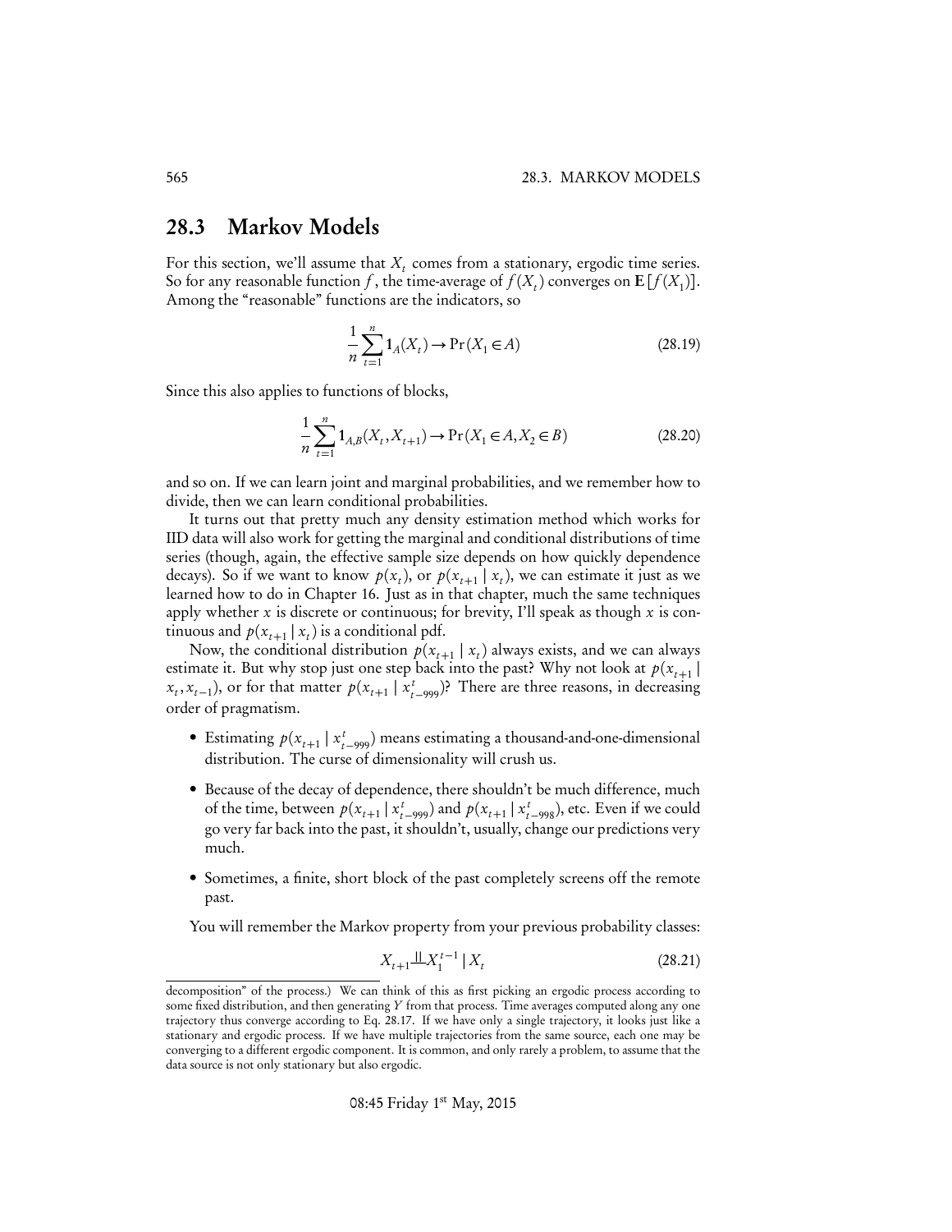## 28.3 Markov Models

For this section, we'll assume that $X_t$ comes from a stationary, ergodic time series. So for any reasonable function $f$, the time-average of $f(X_t)$ converges on $\mathbf{E}[f(X_1)]$. Among the "reasonable" functions are the indicators, so

$$\frac{1}{n}\sum_{t=1}^{n} \mathbf{1}_A(X_t) \to \Pr(X_1 \in A) \tag{28.19}$$

Since this also applies to functions of blocks,

$$\frac{1}{n}\sum_{t=1}^{n} \mathbf{1}_{A,B}(X_t, X_{t+1}) \to \Pr(X_1 \in A, X_2 \in B) \tag{28.20}$$

and so on. If we can learn joint and marginal probabilities, and we remember how to divide, then we can learn conditional probabilities.

It turns out that pretty much any density estimation method which works for IID data will also work for getting the marginal and conditional distributions of time series (though, again, the effective sample size depends on how quickly dependence decays). So if we want to know $p(x_t)$, or $p(x_{t+1} \mid x_t)$, we can estimate it just as we learned how to do in Chapter 16. Just as in that chapter, much the same techniques apply whether $x$ is discrete or continuous; for brevity, I'll speak as though $x$ is continuous and $p(x_{t+1} \mid x_t)$ is a conditional pdf.

Now, the conditional distribution $p(x_{t+1} \mid x_t)$ always exists, and we can always estimate it. But why stop just one step back into the past? Why not look at $p(x_{t+1} \mid x_t, x_{t-1})$, or for that matter $p(x_{t+1} \mid x_{t-999}^{t})$? There are three reasons, in decreasing order of pragmatism.

- Estimating $p(x_{t+1} \mid x_{t-999}^{t})$ means estimating a thousand-and-one-dimensional distribution. The curse of dimensionality will crush us.
- Because of the decay of dependence, there shouldn't be much difference, much of the time, between $p(x_{t+1} \mid x_{t-999}^{t})$ and $p(x_{t+1} \mid x_{t-998}^{t})$, etc. Even if we could go very far back into the past, it shouldn't, usually, change our predictions very much.
- Sometimes, a finite, short block of the past completely screens off the remote past.

You will remember the Markov property from your previous probability classes:

$$X_{t+1} \perp\!\!\!\perp X_1^{t-1} \mid X_t \tag{28.21}$$

---

decomposition" of the process.) We can think of this as first picking an ergodic process according to some fixed distribution, and then generating $Y$ from that process. Time averages computed along any one trajectory thus converge according to Eq. 28.17. If we have only a single trajectory, it looks just like a stationary and ergodic process. If we have multiple trajectories from the same source, each one may be converging to a different ergodic component. It is common, and only rarely a problem, to assume that the data source is not only stationary but also ergodic.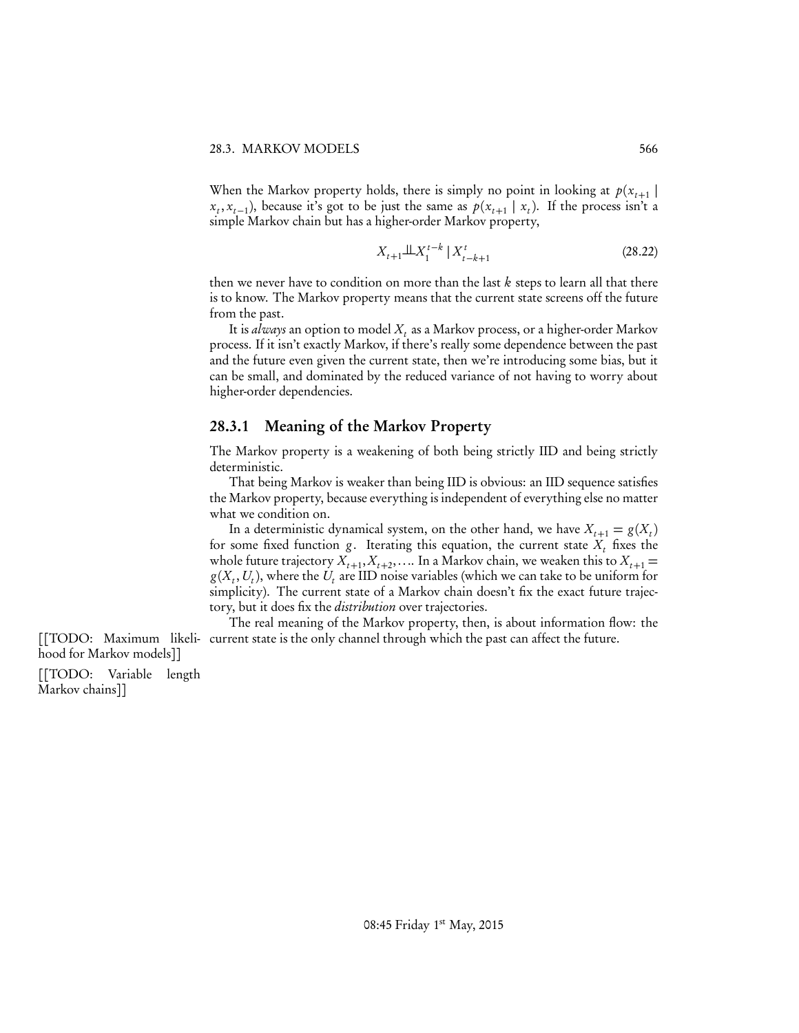When the Markov property holds, there is simply no point in looking at $p(x_{t+1} \mid x_t, x_{t-1})$, because it's got to be just the same as $p(x_{t+1} \mid x_t)$. If the process isn't a simple Markov chain but has a higher-order Markov property,

$$X_{t+1} \perp\!\!\!\perp X_1^{t-k} \mid X_{t-k+1}^t \tag{28.22}$$

then we never have to condition on more than the last $k$ steps to learn all that there is to know. The Markov property means that the current state screens off the future from the past.

It is *always* an option to model $X_t$ as a Markov process, or a higher-order Markov process. If it isn't exactly Markov, if there's really some dependence between the past and the future even given the current state, then we're introducing some bias, but it can be small, and dominated by the reduced variance of not having to worry about higher-order dependencies.

### 28.3.1 Meaning of the Markov Property

The Markov property is a weakening of both being strictly IID and being strictly deterministic.

That being Markov is weaker than being IID is obvious: an IID sequence satisfies the Markov property, because everything is independent of everything else no matter what we condition on.

In a deterministic dynamical system, on the other hand, we have $X_{t+1} = g(X_t)$ for some fixed function $g$. Iterating this equation, the current state $X_t$ fixes the whole future trajectory $X_{t+1}, X_{t+2}, \ldots$. In a Markov chain, we weaken this to $X_{t+1} = g(X_t, U_t)$, where the $U_t$ are IID noise variables (which we can take to be uniform for simplicity). The current state of a Markov chain doesn't fix the exact future trajectory, but it does fix the *distribution* over trajectories.

The real meaning of the Markov property, then, is about information flow: the current state is the only channel through which the past can affect the future.

[[TODO: Maximum likelihood for Markov models]]

[[TODO: Variable length Markov chains]]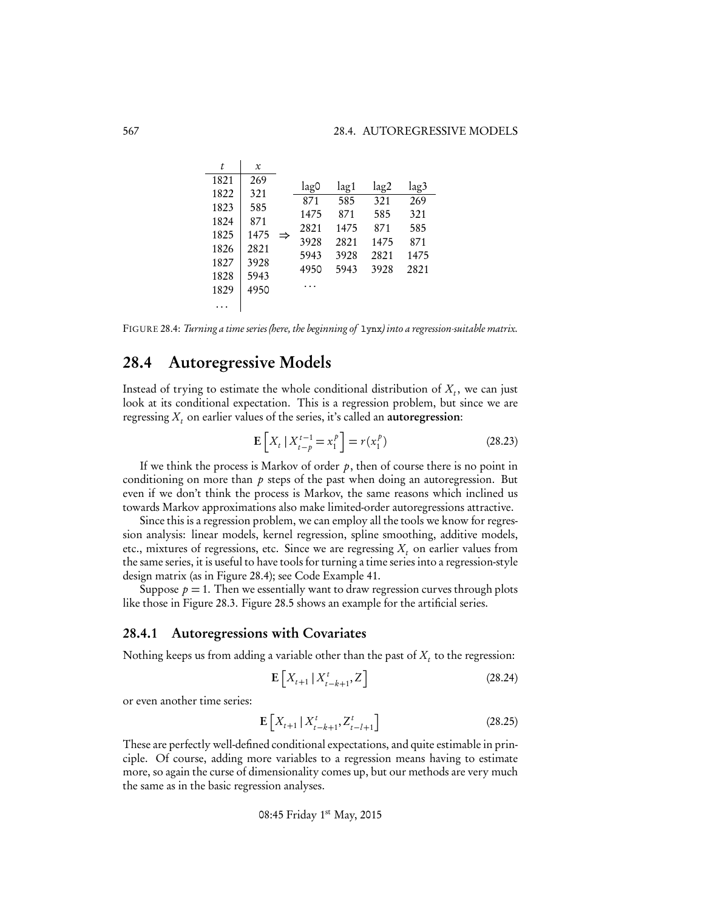| $t$ | $x$ |
|---|---|
| 1821 | 269 |
| 1822 | 321 |
| 1823 | 585 |
| 1824 | 871 |
| 1825 | 1475 |
| 1826 | 2821 |
| 1827 | 3928 |
| 1828 | 5943 |
| 1829 | 4950 |
| ... | |

$\Rightarrow$

| lag0 | lag1 | lag2 | lag3 |
|---|---|---|---|
| 871 | 585 | 321 | 269 |
| 1475 | 871 | 585 | 321 |
| 2821 | 1475 | 871 | 585 |
| 3928 | 2821 | 1475 | 871 |
| 5943 | 3928 | 2821 | 1475 |
| 4950 | 5943 | 3928 | 2821 |
| ... | | | |

FIGURE 28.4: *Turning a time series (here, the beginning of* `lynx`*) into a regression-suitable matrix.*

## 28.4 Autoregressive Models

Instead of trying to estimate the whole conditional distribution of $X_t$, we can just look at its conditional expectation. This is a regression problem, but since we are regressing $X_t$ on earlier values of the series, it's called an **autoregression**:

$$\mathbf{E}\left[X_t \mid X_{t-p}^{t-1} = x_1^p\right] = r(x_1^p) \tag{28.23}$$

If we think the process is Markov of order $p$, then of course there is no point in conditioning on more than $p$ steps of the past when doing an autoregression. But even if we don't think the process is Markov, the same reasons which inclined us towards Markov approximations also make limited-order autoregressions attractive.

Since this is a regression problem, we can employ all the tools we know for regression analysis: linear models, kernel regression, spline smoothing, additive models, etc., mixtures of regressions, etc. Since we are regressing $X_t$ on earlier values from the same series, it is useful to have tools for turning a time series into a regression-style design matrix (as in Figure 28.4); see Code Example 41.

Suppose $p = 1$. Then we essentially want to draw regression curves through plots like those in Figure 28.3. Figure 28.5 shows an example for the artificial series.

### 28.4.1 Autoregressions with Covariates

Nothing keeps us from adding a variable other than the past of $X_t$ to the regression:

$$\mathbf{E}\left[X_{t+1} \mid X_{t-k+1}^{t}, Z\right] \tag{28.24}$$

or even another time series:

$$\mathbf{E}\left[X_{t+1} \mid X_{t-k+1}^{t}, Z_{t-l+1}^{t}\right] \tag{28.25}$$

These are perfectly well-defined conditional expectations, and quite estimable in principle. Of course, adding more variables to a regression means having to estimate more, so again the curse of dimensionality comes up, but our methods are very much the same as in the basic regression analyses.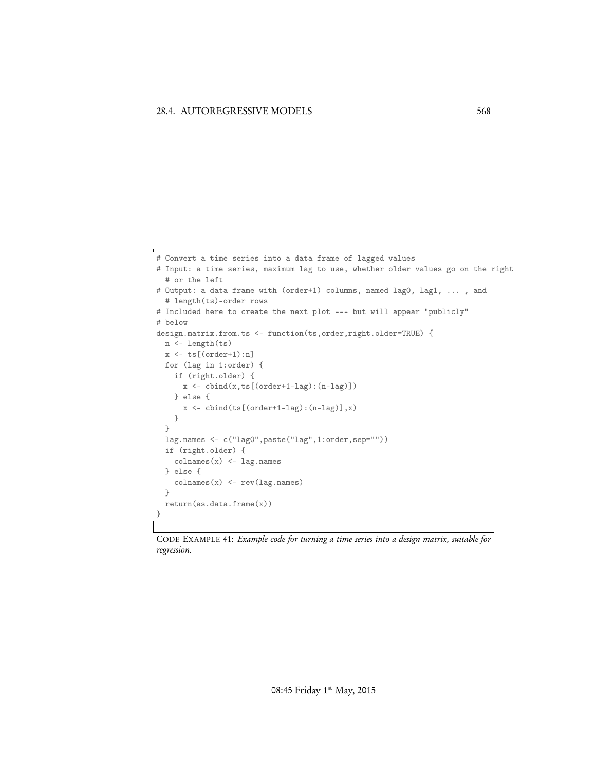```
# Convert a time series into a data frame of lagged values
# Input: a time series, maximum lag to use, whether older values go on the right
  # or the left
# Output: a data frame with (order+1) columns, named lag0, lag1, ... , and
  # length(ts)-order rows
# Included here to create the next plot --- but will appear "publicly"
# below
design.matrix.from.ts <- function(ts,order,right.older=TRUE) {
  n <- length(ts)
  x <- ts[(order+1):n]
  for (lag in 1:order) {
    if (right.older) {
      x <- cbind(x,ts[(order+1-lag):(n-lag)])
    } else {
      x <- cbind(ts[(order+1-lag):(n-lag)],x)
    }
  }
  lag.names <- c("lag0",paste("lag",1:order,sep=""))
  if (right.older) {
    colnames(x) <- lag.names
  } else {
    colnames(x) <- rev(lag.names)
  }
  return(as.data.frame(x))
}
```

CODE EXAMPLE 41: *Example code for turning a time series into a design matrix, suitable for regression.*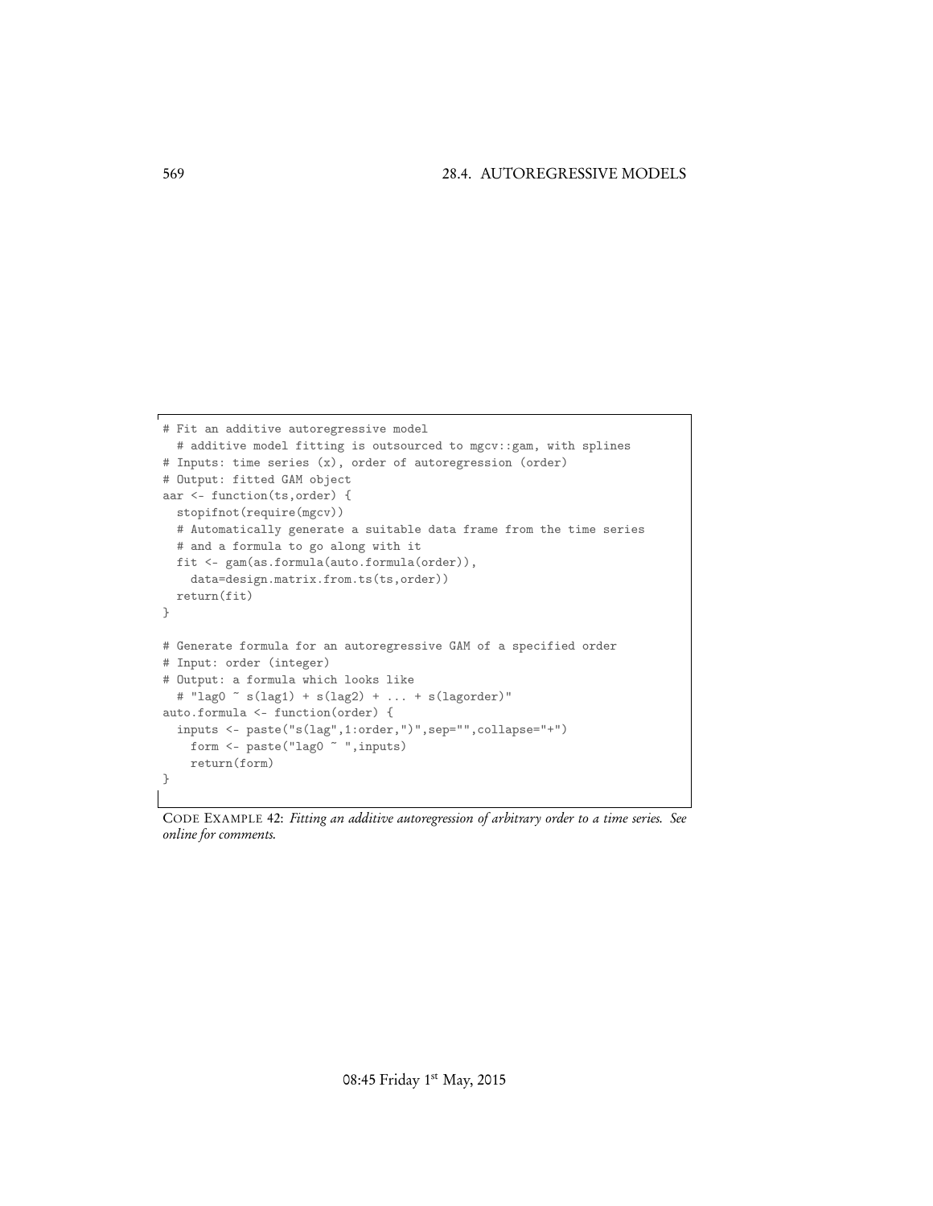```
# Fit an additive autoregressive model
  # additive model fitting is outsourced to mgcv::gam, with splines
# Inputs: time series (x), order of autoregression (order)
# Output: fitted GAM object
aar <- function(ts,order) {
  stopifnot(require(mgcv))
  # Automatically generate a suitable data frame from the time series
  # and a formula to go along with it
  fit <- gam(as.formula(auto.formula(order)),
    data=design.matrix.from.ts(ts,order))
  return(fit)
}

# Generate formula for an autoregressive GAM of a specified order
# Input: order (integer)
# Output: a formula which looks like
  # "lag0 ~ s(lag1) + s(lag2) + ... + s(lagorder)"
auto.formula <- function(order) {
  inputs <- paste("s(lag",1:order,")",sep="",collapse="+")
    form <- paste("lag0 ~ ",inputs)
    return(form)
}
```

CODE EXAMPLE 42: *Fitting an additive autoregression of arbitrary order to a time series. See online for comments.*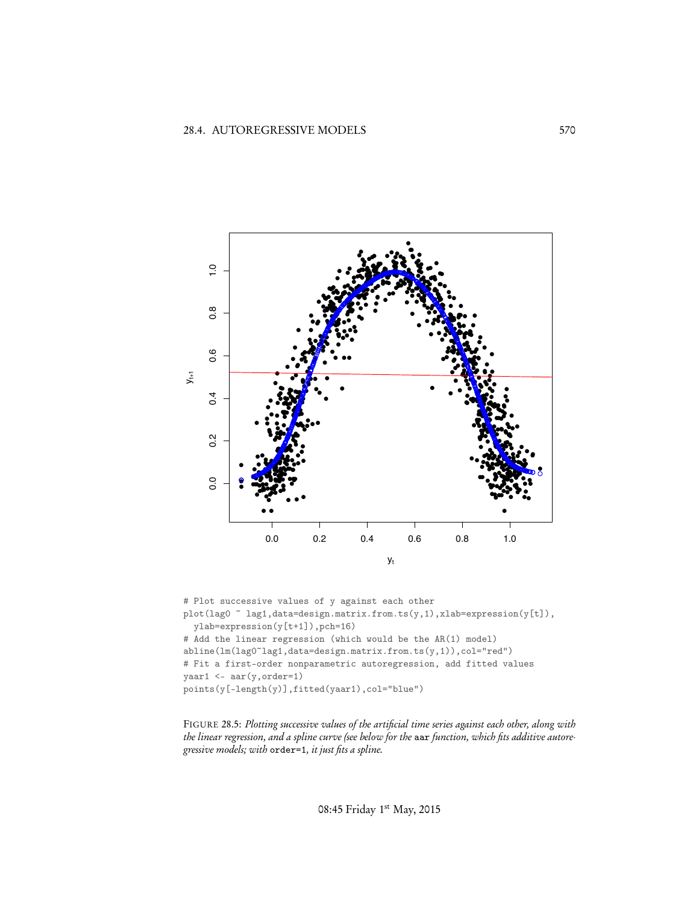```
# Plot successive values of y against each other
plot(lag0 ~ lag1,data=design.matrix.from.ts(y,1),xlab=expression(y[t]),
  ylab=expression(y[t+1]),pch=16)
# Add the linear regression (which would be the AR(1) model)
abline(lm(lag0~lag1,data=design.matrix.from.ts(y,1)),col="red")
# Fit a first-order nonparametric autoregression, add fitted values
yaar1 <- aar(y,order=1)
points(y[-length(y)],fitted(yaar1),col="blue")
```

FIGURE 28.5: *Plotting successive values of the artificial time series against each other, along with the linear regression, and a spline curve (see below for the* `aar` *function, which fits additive autoregressive models; with* `order=1`*, it just fits a spline.*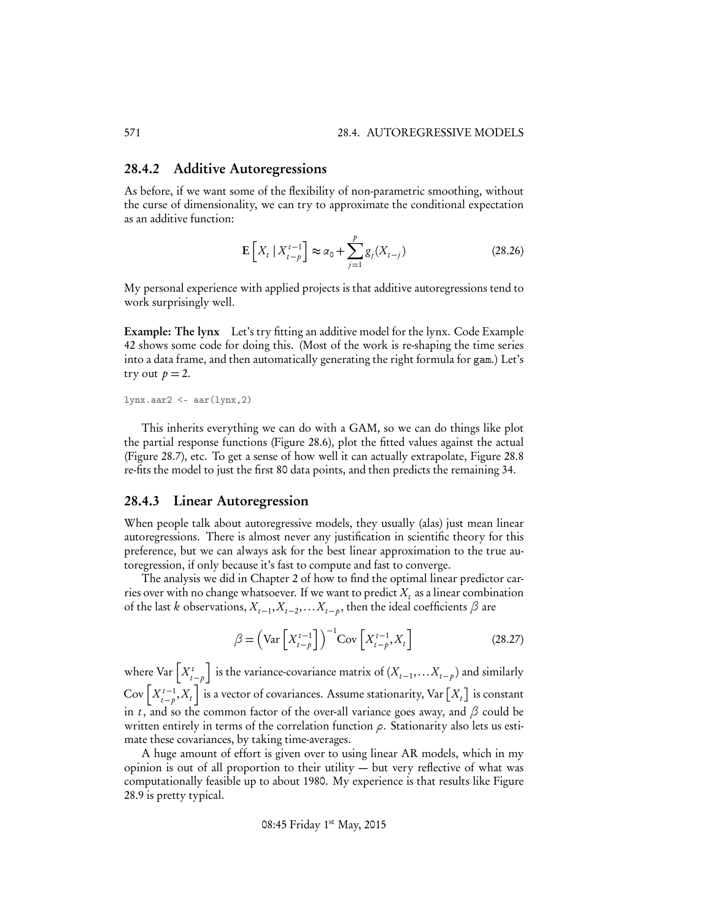### 28.4.2 Additive Autoregressions

As before, if we want some of the flexibility of non-parametric smoothing, without the curse of dimensionality, we can try to approximate the conditional expectation as an additive function:

$$\mathbf{E}\left[X_t \mid X_{t-p}^{t-1}\right] \approx \alpha_0 + \sum_{j=1}^{p} g_j(X_{t-j}) \tag{28.26}$$

My personal experience with applied projects is that additive autoregressions tend to work surprisingly well.

**Example: The lynx** Let's try fitting an additive model for the lynx. Code Example 42 shows some code for doing this. (Most of the work is re-shaping the time series into a data frame, and then automatically generating the right formula for gam.) Let's try out $p = 2$.

```
lynx.aar2 <- aar(lynx,2)
```

This inherits everything we can do with a GAM, so we can do things like plot the partial response functions (Figure 28.6), plot the fitted values against the actual (Figure 28.7), etc. To get a sense of how well it can actually extrapolate, Figure 28.8 re-fits the model to just the first 80 data points, and then predicts the remaining 34.

### 28.4.3 Linear Autoregression

When people talk about autoregressive models, they usually (alas) just mean linear autoregressions. There is almost never any justification in scientific theory for this preference, but we can always ask for the best linear approximation to the true autoregression, if only because it's fast to compute and fast to converge.

The analysis we did in Chapter 2 of how to find the optimal linear predictor carries over with no change whatsoever. If we want to predict $X_t$ as a linear combination of the last $k$ observations, $X_{t-1}, X_{t-2}, \ldots X_{t-p}$, then the ideal coefficients $\beta$ are

$$\beta = \left(\mathrm{Var}\left[X_{t-p}^{t-1}\right]\right)^{-1} \mathrm{Cov}\left[X_{t-p}^{t-1}, X_t\right] \tag{28.27}$$

where $\mathrm{Var}\left[X_{t-p}^{t}\right]$ is the variance-covariance matrix of $(X_{t-1}, \ldots X_{t-p})$ and similarly $\mathrm{Cov}\left[X_{t-p}^{t-1}, X_t\right]$ is a vector of covariances. Assume stationarity, $\mathrm{Var}\left[X_t\right]$ is constant in $t$, and so the common factor of the over-all variance goes away, and $\beta$ could be written entirely in terms of the correlation function $\rho$. Stationarity also lets us estimate these covariances, by taking time-averages.

A huge amount of effort is given over to using linear AR models, which in my opinion is out of all proportion to their utility — but very reflective of what was computationally feasible up to about 1980. My experience is that results like Figure 28.9 is pretty typical.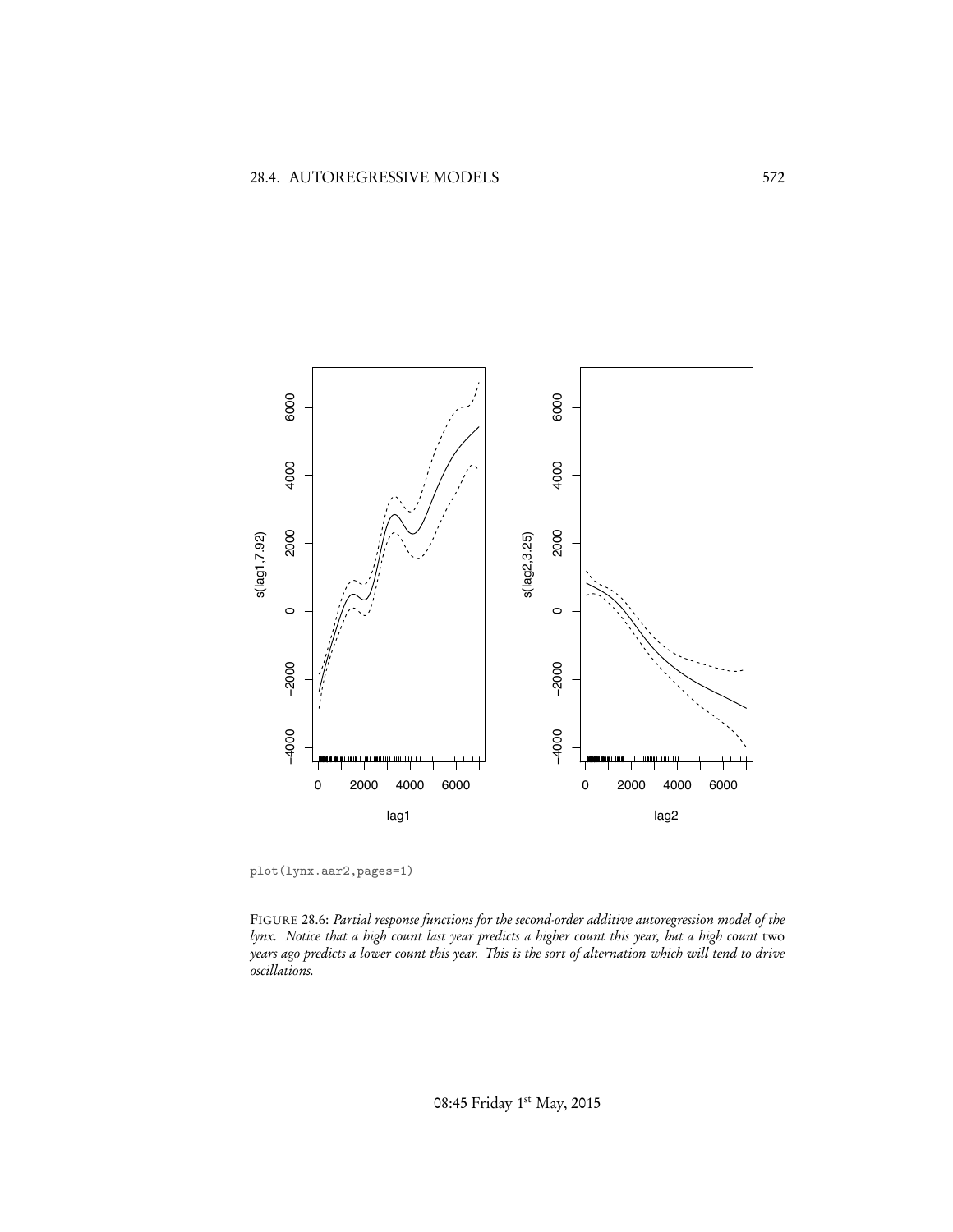```
plot(lynx.aar2,pages=1)
```

FIGURE 28.6: *Partial response functions for the second-order additive autoregression model of the lynx. Notice that a high count last year predicts a higher count this year, but a high count* two *years ago predicts a lower count this year. This is the sort of alternation which will tend to drive oscillations.*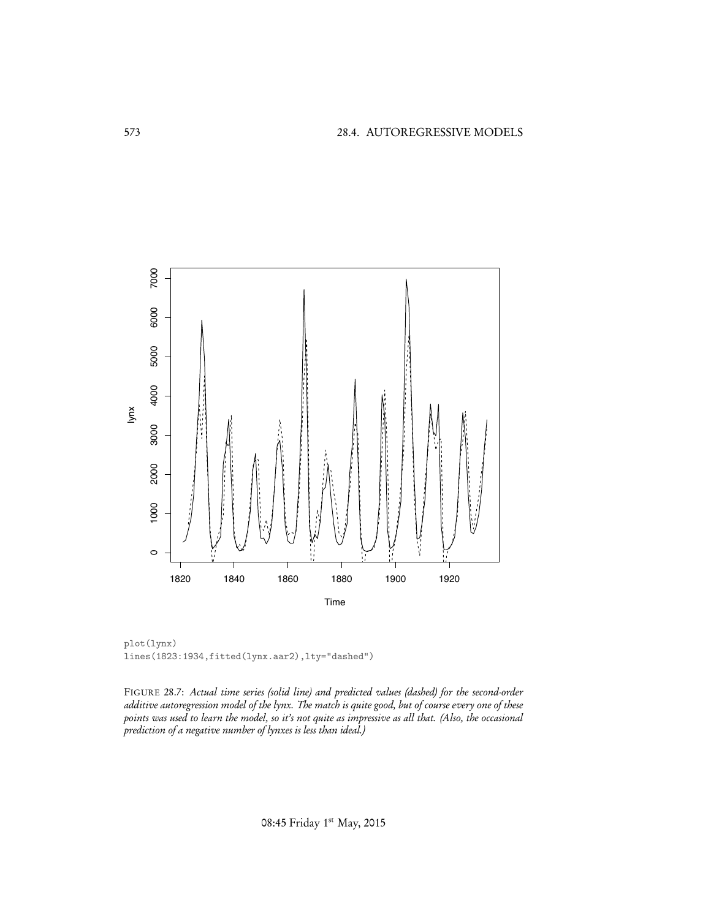```
plot(lynx)
lines(1823:1934,fitted(lynx.aar2),lty="dashed")
```

FIGURE 28.7: *Actual time series (solid line) and predicted values (dashed) for the second-order additive autoregression model of the lynx. The match is quite good, but of course every one of these points was used to learn the model, so it's not quite as impressive as all that. (Also, the occasional prediction of a negative number of lynxes is less than ideal.)*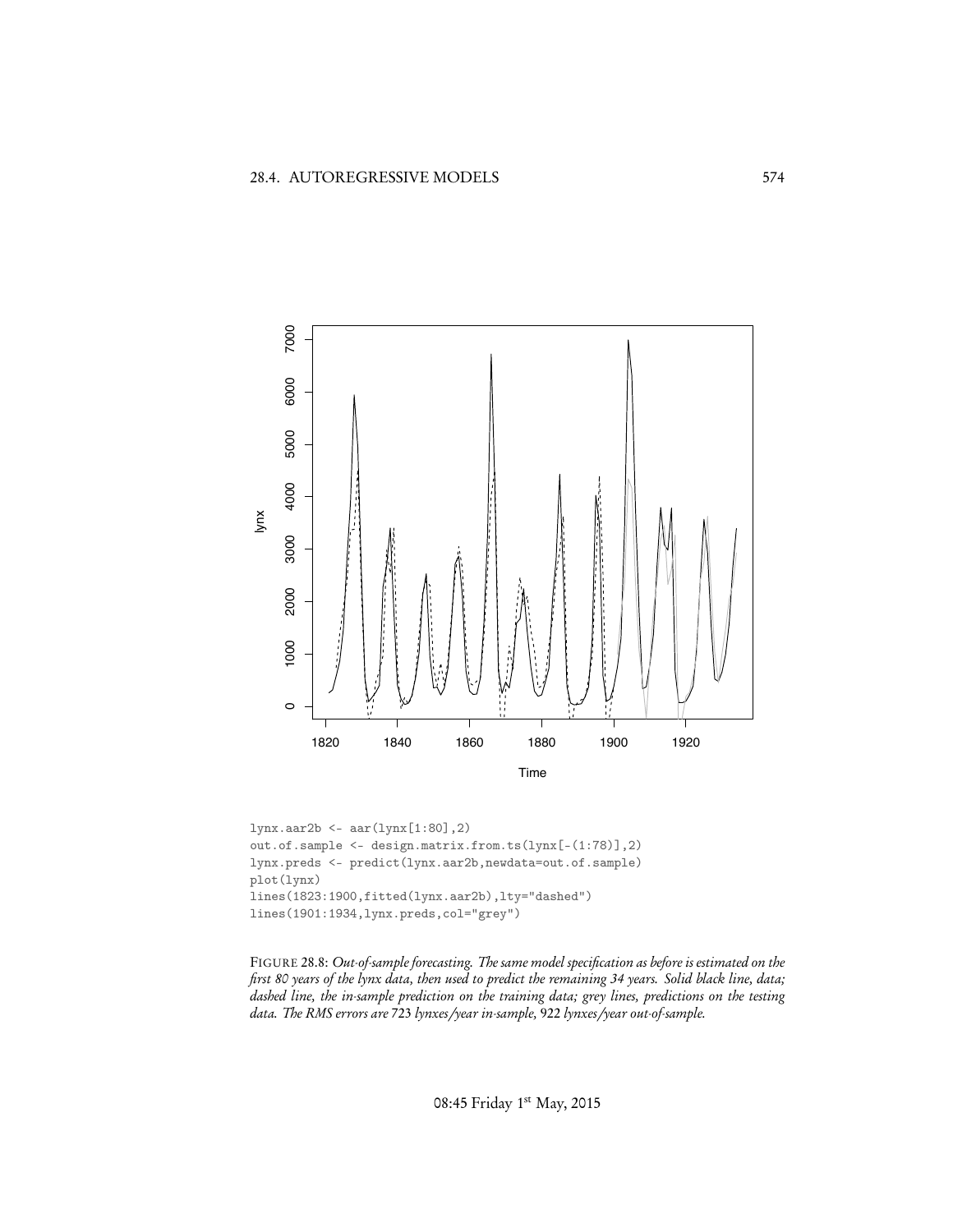```
lynx.aar2b <- aar(lynx[1:80],2)
out.of.sample <- design.matrix.from.ts(lynx[-(1:78)],2)
lynx.preds <- predict(lynx.aar2b,newdata=out.of.sample)
plot(lynx)
lines(1823:1900,fitted(lynx.aar2b),lty="dashed")
lines(1901:1934,lynx.preds,col="grey")
```

FIGURE 28.8: *Out-of-sample forecasting. The same model specification as before is estimated on the first 80 years of the lynx data, then used to predict the remaining 34 years. Solid black line, data; dashed line, the in-sample prediction on the training data; grey lines, predictions on the testing data. The RMS errors are* 723 *lynxes/year in-sample,* 922 *lynxes/year out-of-sample.*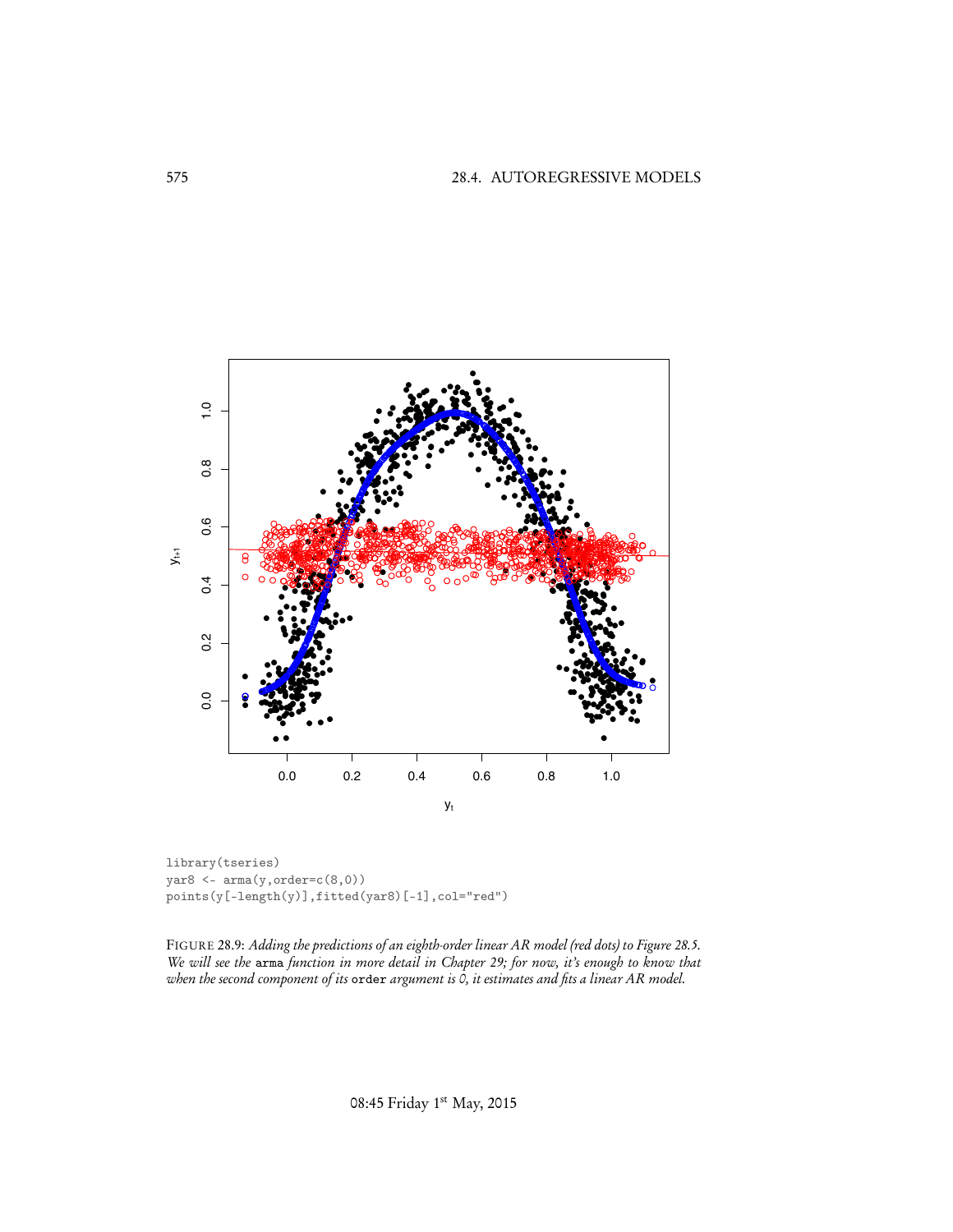```
library(tseries)
yar8 <- arma(y,order=c(8,0))
points(y[-length(y)],fitted(yar8)[-1],col="red")
```

FIGURE 28.9: *Adding the predictions of an eighth-order linear AR model (red dots) to Figure 28.5. We will see the* `arma` *function in more detail in Chapter 29; for now, it's enough to know that when the second component of its* `order` *argument is 0, it estimates and fits a linear AR model.*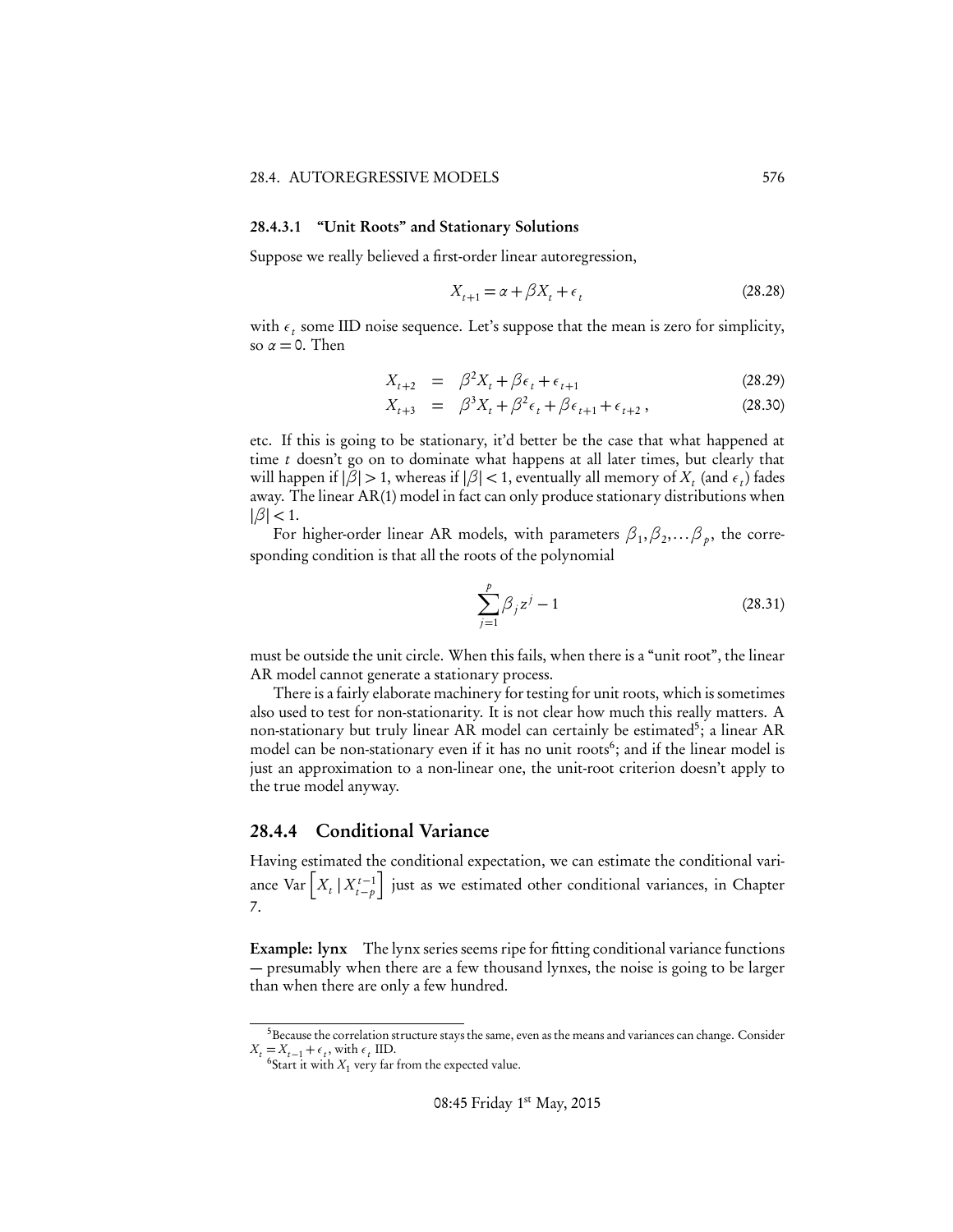#### 28.4.3.1 "Unit Roots" and Stationary Solutions

Suppose we really believed a first-order linear autoregression,

$$X_{t+1} = \alpha + \beta X_t + \epsilon_t \tag{28.28}$$

with $\epsilon_t$ some IID noise sequence. Let's suppose that the mean is zero for simplicity, so $\alpha = 0$. Then

$$X_{t+2} = \beta^2 X_t + \beta \epsilon_t + \epsilon_{t+1} \tag{28.29}$$

$$X_{t+3} = \beta^3 X_t + \beta^2 \epsilon_t + \beta \epsilon_{t+1} + \epsilon_{t+2}\,, \tag{28.30}$$

etc. If this is going to be stationary, it'd better be the case that what happened at time $t$ doesn't go on to dominate what happens at all later times, but clearly that will happen if $|\beta| > 1$, whereas if $|\beta| < 1$, eventually all memory of $X_t$ (and $\epsilon_t$) fades away. The linear AR(1) model in fact can only produce stationary distributions when $|\beta| < 1$.

For higher-order linear AR models, with parameters $\beta_1, \beta_2, \ldots \beta_p$, the corresponding condition is that all the roots of the polynomial

$$\sum_{j=1}^{p} \beta_j z^j - 1 \tag{28.31}$$

must be outside the unit circle. When this fails, when there is a "unit root", the linear AR model cannot generate a stationary process.

There is a fairly elaborate machinery for testing for unit roots, which is sometimes also used to test for non-stationarity. It is not clear how much this really matters. A non-stationary but truly linear AR model can certainly be estimated[5]; a linear AR model can be non-stationary even if it has no unit roots[6]; and if the linear model is just an approximation to a non-linear one, the unit-root criterion doesn't apply to the true model anyway.

### 28.4.4 Conditional Variance

Having estimated the conditional expectation, we can estimate the conditional variance $\text{Var}\left[X_t \mid X_{t-p}^{t-1}\right]$ just as we estimated other conditional variances, in Chapter 7.

**Example: lynx** The lynx series seems ripe for fitting conditional variance functions — presumably when there are a few thousand lynxes, the noise is going to be larger than when there are only a few hundred.

---

[5] Because the correlation structure stays the same, even as the means and variances can change. Consider $X_t = X_{t-1} + \epsilon_t$, with $\epsilon_t$ IID.

[6] Start it with $X_1$ very far from the expected value.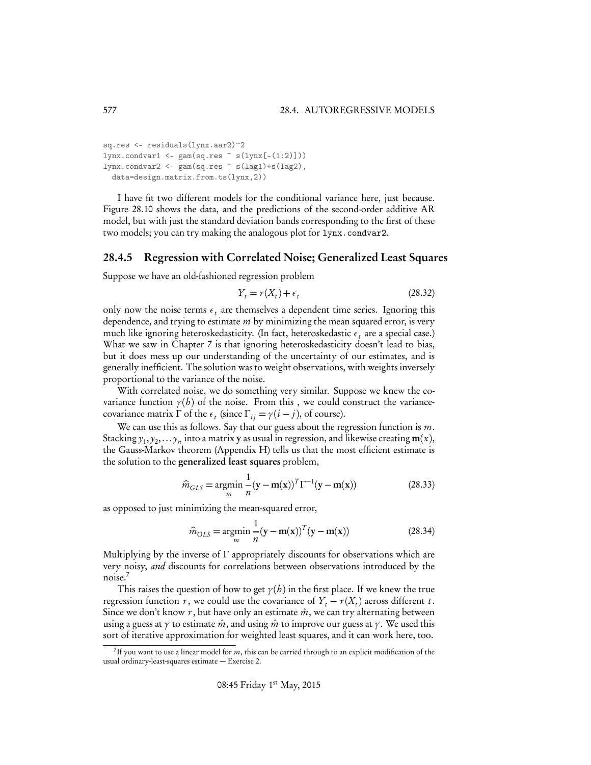```
sq.res <- residuals(lynx.aar2)^2
lynx.condvar1 <- gam(sq.res ~ s(lynx[-(1:2)]))
lynx.condvar2 <- gam(sq.res ~ s(lag1)+s(lag2),
  data=design.matrix.from.ts(lynx,2))
```

I have fit two different models for the conditional variance here, just because. Figure 28.10 shows the data, and the predictions of the second-order additive AR model, but with just the standard deviation bands corresponding to the first of these two models; you can try making the analogous plot for `lynx.condvar2`.

### 28.4.5 Regression with Correlated Noise; Generalized Least Squares

Suppose we have an old-fashioned regression problem

$$Y_t = r(X_t) + \epsilon_t \tag{28.32}$$

only now the noise terms $\epsilon_t$ are themselves a dependent time series. Ignoring this dependence, and trying to estimate $m$ by minimizing the mean squared error, is very much like ignoring heteroskedasticity. (In fact, heteroskedastic $\epsilon_t$ are a special case.) What we saw in Chapter 7 is that ignoring heteroskedasticity doesn't lead to bias, but it does mess up our understanding of the uncertainty of our estimates, and is generally inefficient. The solution was to weight observations, with weights inversely proportional to the variance of the noise.

With correlated noise, we do something very similar. Suppose we knew the covariance function $\gamma(h)$ of the noise. From this , we could construct the variance-covariance matrix $\mathbf{\Gamma}$ of the $\epsilon_t$ (since $\Gamma_{ij} = \gamma(i-j)$, of course).

We can use this as follows. Say that our guess about the regression function is $m$. Stacking $y_1, y_2, \ldots y_n$ into a matrix $\mathbf{y}$ as usual in regression, and likewise creating $\mathbf{m}(x)$, the Gauss-Markov theorem (Appendix H) tells us that the most efficient estimate is the solution to the **generalized least squares** problem,

$$\widehat{m}_{GLS} = \underset{m}{\operatorname{argmin}} \frac{1}{n} (\mathbf{y} - \mathbf{m}(\mathbf{x}))^T \Gamma^{-1} (\mathbf{y} - \mathbf{m}(\mathbf{x})) \tag{28.33}$$

as opposed to just minimizing the mean-squared error,

$$\widehat{m}_{OLS} = \underset{m}{\operatorname{argmin}} \frac{1}{n} (\mathbf{y} - \mathbf{m}(\mathbf{x}))^T (\mathbf{y} - \mathbf{m}(\mathbf{x})) \tag{28.34}$$

Multiplying by the inverse of $\Gamma$ appropriately discounts for observations which are very noisy, *and* discounts for correlations between observations introduced by the noise.[7]

This raises the question of how to get $\gamma(h)$ in the first place. If we knew the true regression function $r$, we could use the covariance of $Y_t - r(X_t)$ across different $t$. Since we don't know $r$, but have only an estimate $\hat{m}$, we can try alternating between using a guess at $\gamma$ to estimate $\hat{m}$, and using $\hat{m}$ to improve our guess at $\gamma$. We used this sort of iterative approximation for weighted least squares, and it can work here, too.

[7] If you want to use a linear model for $m$, this can be carried through to an explicit modification of the usual ordinary-least-squares estimate — Exercise 2.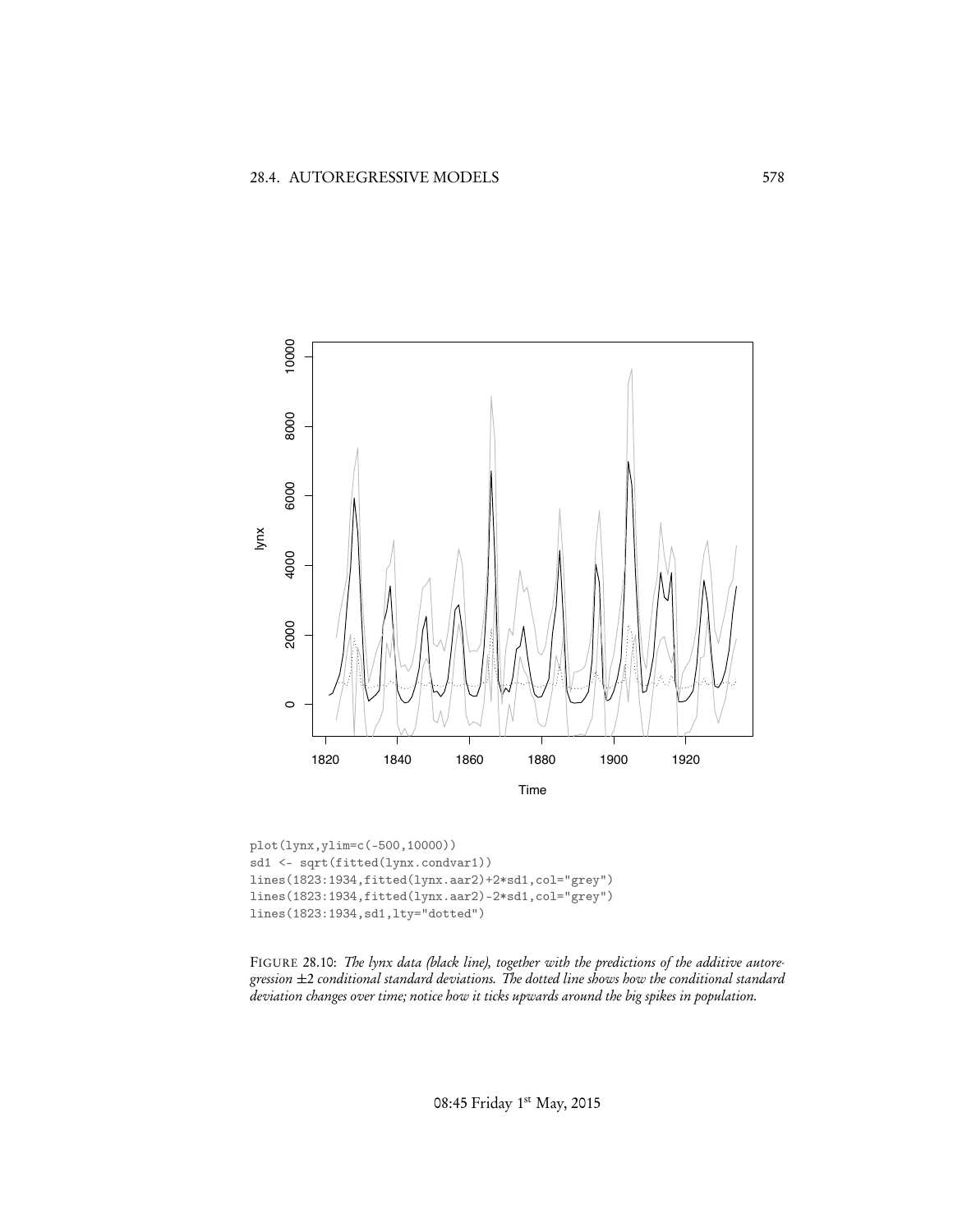```
plot(lynx,ylim=c(-500,10000))
sd1 <- sqrt(fitted(lynx.condvar1))
lines(1823:1934,fitted(lynx.aar2)+2*sd1,col="grey")
lines(1823:1934,fitted(lynx.aar2)-2*sd1,col="grey")
lines(1823:1934,sd1,lty="dotted")
```

FIGURE 28.10: *The lynx data (black line), together with the predictions of the additive autoregression ±2 conditional standard deviations. The dotted line shows how the conditional standard deviation changes over time; notice how it ticks upwards around the big spikes in population.*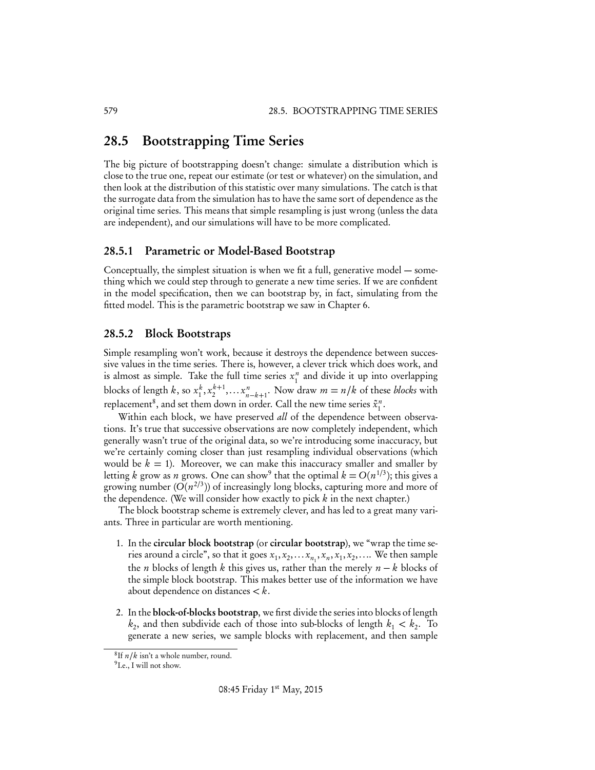## 28.5 Bootstrapping Time Series

The big picture of bootstrapping doesn't change: simulate a distribution which is close to the true one, repeat our estimate (or test or whatever) on the simulation, and then look at the distribution of this statistic over many simulations. The catch is that the surrogate data from the simulation has to have the same sort of dependence as the original time series. This means that simple resampling is just wrong (unless the data are independent), and our simulations will have to be more complicated.

### 28.5.1 Parametric or Model-Based Bootstrap

Conceptually, the simplest situation is when we fit a full, generative model — something which we could step through to generate a new time series. If we are confident in the model specification, then we can bootstrap by, in fact, simulating from the fitted model. This is the parametric bootstrap we saw in Chapter 6.

### 28.5.2 Block Bootstraps

Simple resampling won't work, because it destroys the dependence between successive values in the time series. There is, however, a clever trick which does work, and is almost as simple. Take the full time series $x_1^n$ and divide it up into overlapping blocks of length $k$, so $x_1^k, x_2^{k+1}, \ldots x_{n-k+1}^n$. Now draw $m = n/k$ of these *blocks* with replacement[8], and set them down in order. Call the new time series $\tilde{x}_1^n$.

Within each block, we have preserved *all* of the dependence between observations. It's true that successive observations are now completely independent, which generally wasn't true of the original data, so we're introducing some inaccuracy, but we're certainly coming closer than just resampling individual observations (which would be $k = 1$). Moreover, we can make this inaccuracy smaller and smaller by letting $k$ grow as $n$ grows. One can show[9] that the optimal $k = O(n^{1/3})$; this gives a growing number ($O(n^{2/3})$) of increasingly long blocks, capturing more and more of the dependence. (We will consider how exactly to pick $k$ in the next chapter.)

The block bootstrap scheme is extremely clever, and has led to a great many variants. Three in particular are worth mentioning.

1. In the **circular block bootstrap** (or **circular bootstrap**), we "wrap the time series around a circle", so that it goes $x_1, x_2, \ldots x_{n_1}, x_n, x_1, x_2, \ldots$. We then sample the $n$ blocks of length $k$ this gives us, rather than the merely $n - k$ blocks of the simple block bootstrap. This makes better use of the information we have about dependence on distances $< k$.

2. In the **block-of-blocks bootstrap**, we first divide the series into blocks of length $k_2$, and then subdivide each of those into sub-blocks of length $k_1 < k_2$. To generate a new series, we sample blocks with replacement, and then sample

[8] If $n/k$ isn't a whole number, round.

[9] I.e., I will not show.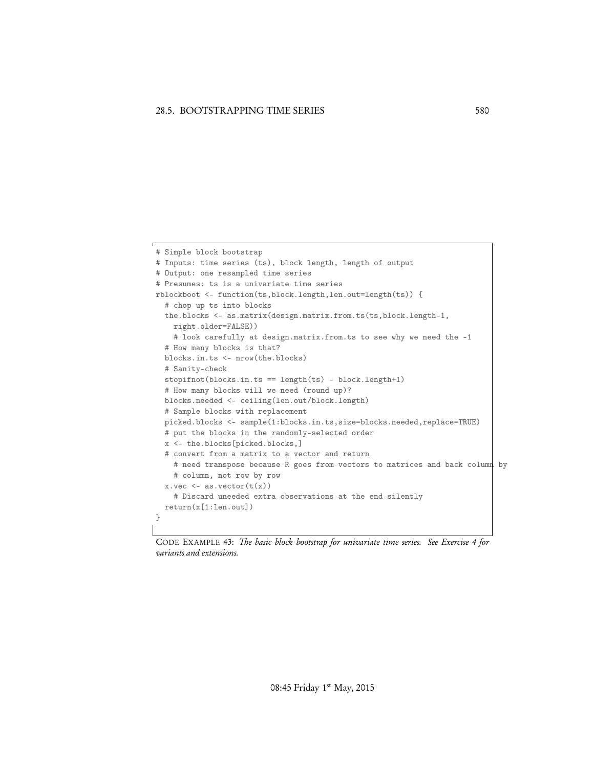```
# Simple block bootstrap
# Inputs: time series (ts), block length, length of output
# Output: one resampled time series
# Presumes: ts is a univariate time series
rblockboot <- function(ts,block.length,len.out=length(ts)) {
  # chop up ts into blocks
  the.blocks <- as.matrix(design.matrix.from.ts(ts,block.length-1,
    right.older=FALSE))
    # look carefully at design.matrix.from.ts to see why we need the -1
  # How many blocks is that?
  blocks.in.ts <- nrow(the.blocks)
  # Sanity-check
  stopifnot(blocks.in.ts == length(ts) - block.length+1)
  # How many blocks will we need (round up)?
  blocks.needed <- ceiling(len.out/block.length)
  # Sample blocks with replacement
  picked.blocks <- sample(1:blocks.in.ts,size=blocks.needed,replace=TRUE)
  # put the blocks in the randomly-selected order
  x <- the.blocks[picked.blocks,]
  # convert from a matrix to a vector and return
    # need transpose because R goes from vectors to matrices and back column by
    # column, not row by row
  x.vec <- as.vector(t(x))
    # Discard uneeded extra observations at the end silently
  return(x[1:len.out])
}
```

CODE EXAMPLE 43: *The basic block bootstrap for univariate time series. See Exercise 4 for variants and extensions.*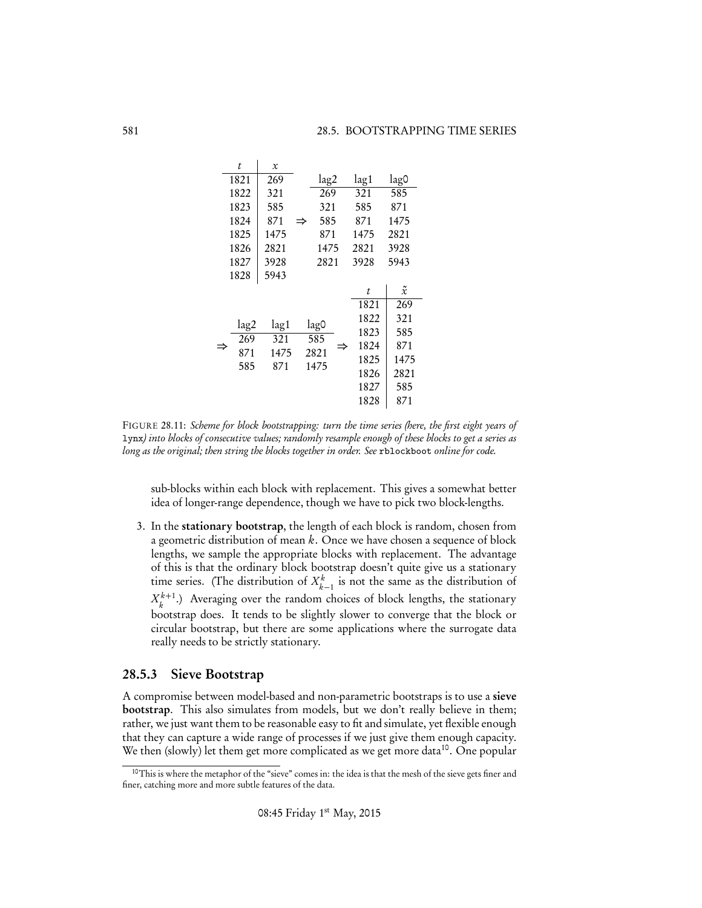| $t$ | $x$ |
|---|---|
| 1821 | 269 |
| 1822 | 321 |
| 1823 | 585 |
| 1824 | 871 |
| 1825 | 1475 |
| 1826 | 2821 |
| 1827 | 3928 |
| 1828 | 5943 |

$\Rightarrow$

| lag2 | lag1 | lag0 |
|---|---|---|
| 269 | 321 | 585 |
| 321 | 585 | 871 |
| 585 | 871 | 1475 |
| 871 | 1475 | 2821 |
| 1475 | 2821 | 3928 |
| 2821 | 3928 | 5943 |

$\Rightarrow$

| lag2 | lag1 | lag0 |
|---|---|---|
| 269 | 321 | 585 |
| 871 | 1475 | 2821 |
| 585 | 871 | 1475 |

$\Rightarrow$

| $t$ | $\tilde{x}$ |
|---|---|
| 1821 | 269 |
| 1822 | 321 |
| 1823 | 585 |
| 1824 | 871 |
| 1825 | 1475 |
| 1826 | 2821 |
| 1827 | 585 |
| 1828 | 871 |

FIGURE 28.11: *Scheme for block bootstrapping: turn the time series (here, the first eight years of* `lynx`*) into blocks of consecutive values; randomly resample enough of these blocks to get a series as long as the original; then string the blocks together in order. See* `rblockboot` *online for code.*

sub-blocks within each block with replacement. This gives a somewhat better idea of longer-range dependence, though we have to pick two block-lengths.

3. In the **stationary bootstrap**, the length of each block is random, chosen from a geometric distribution of mean $k$. Once we have chosen a sequence of block lengths, we sample the appropriate blocks with replacement. The advantage of this is that the ordinary block bootstrap doesn't quite give us a stationary time series. (The distribution of $X_{k-1}^{k}$ is not the same as the distribution of $X_{k}^{k+1}$.) Averaging over the random choices of block lengths, the stationary bootstrap does. It tends to be slightly slower to converge that the block or circular bootstrap, but there are some applications where the surrogate data really needs to be strictly stationary.

### 28.5.3 Sieve Bootstrap

A compromise between model-based and non-parametric bootstraps is to use a **sieve bootstrap**. This also simulates from models, but we don't really believe in them; rather, we just want them to be reasonable easy to fit and simulate, yet flexible enough that they can capture a wide range of processes if we just give them enough capacity. We then (slowly) let them get more complicated as we get more data[10]. One popular

[10] This is where the metaphor of the "sieve" comes in: the idea is that the mesh of the sieve gets finer and finer, catching more and more subtle features of the data.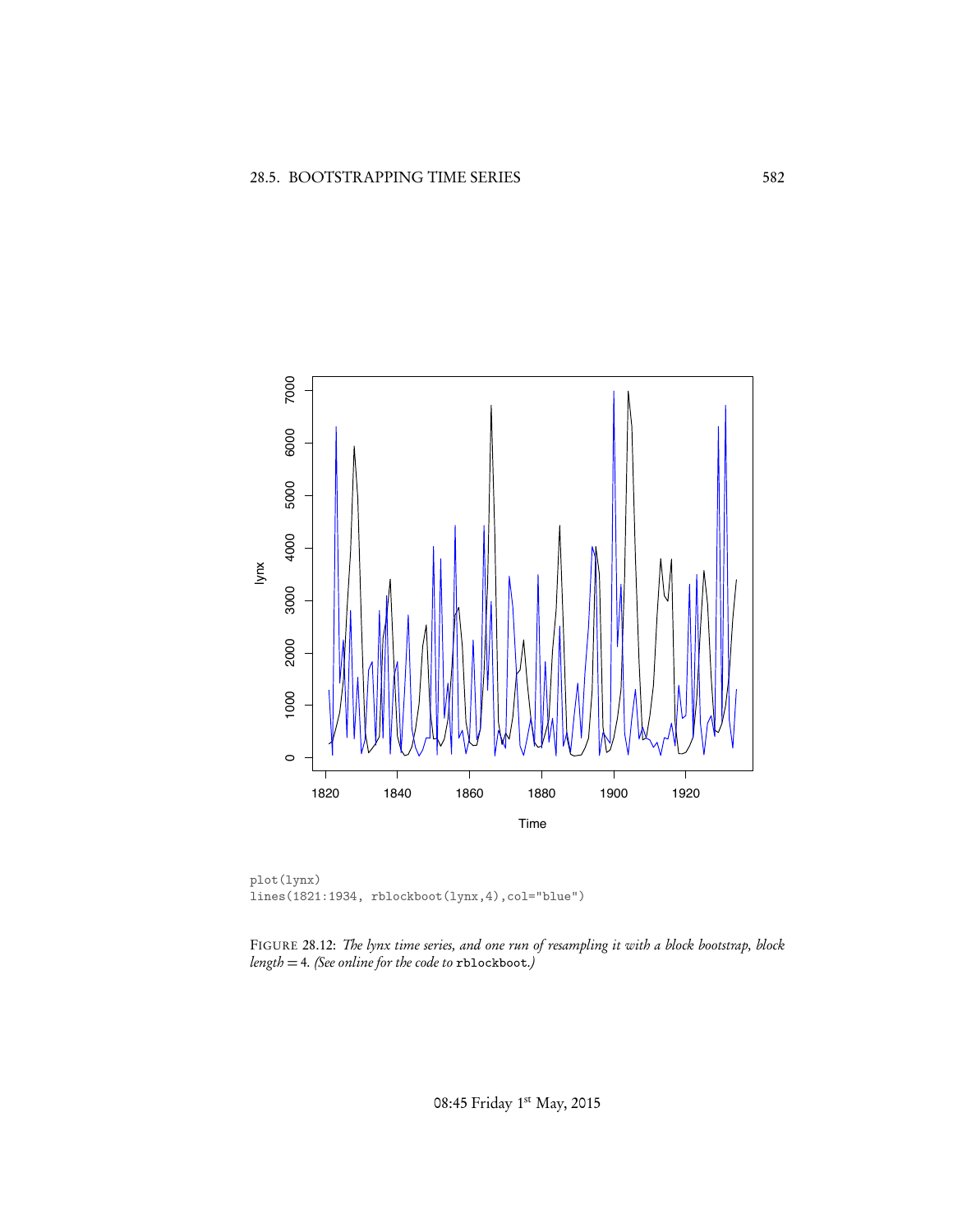```
plot(lynx)
lines(1821:1934, rblockboot(lynx,4),col="blue")
```

FIGURE 28.12: *The lynx time series, and one run of resampling it with a block bootstrap, block length = 4. (See online for the code to* `rblockboot`*.)*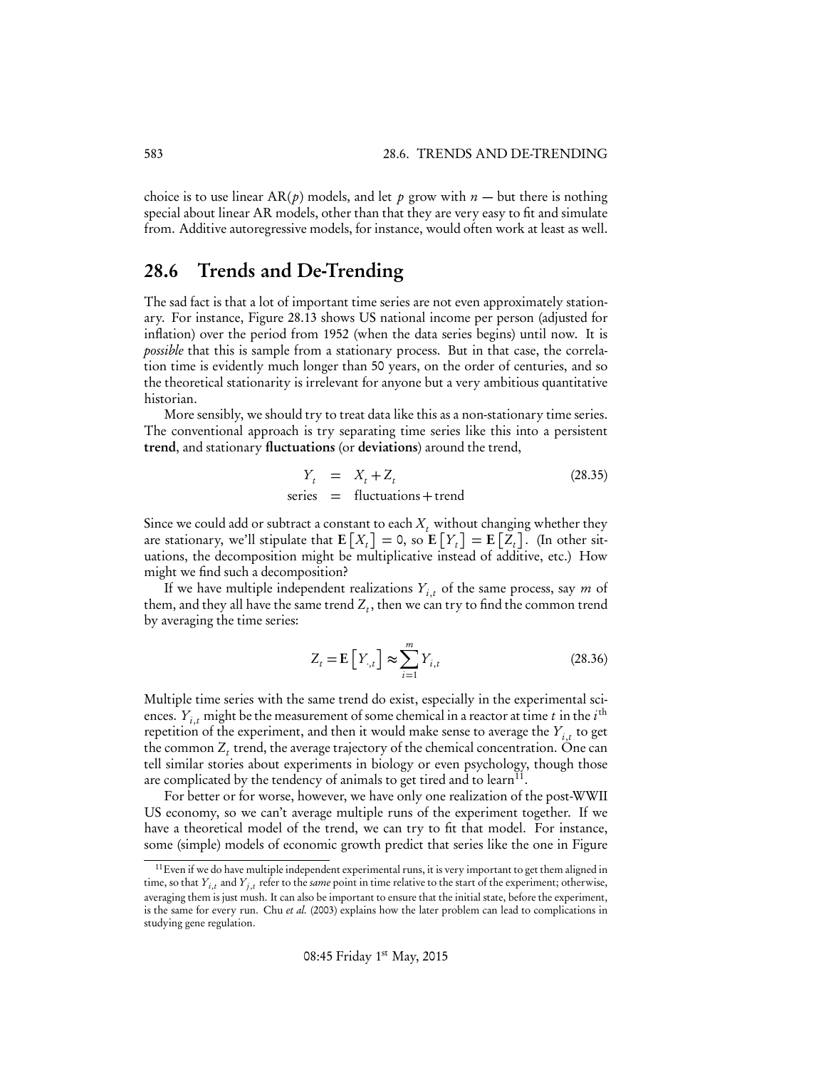choice is to use linear AR($p$) models, and let $p$ grow with $n$ — but there is nothing special about linear AR models, other than that they are very easy to fit and simulate from. Additive autoregressive models, for instance, would often work at least as well.

## 28.6 Trends and De-Trending

The sad fact is that a lot of important time series are not even approximately stationary. For instance, Figure 28.13 shows US national income per person (adjusted for inflation) over the period from 1952 (when the data series begins) until now. It is *possible* that this is sample from a stationary process. But in that case, the correlation time is evidently much longer than 50 years, on the order of centuries, and so the theoretical stationarity is irrelevant for anyone but a very ambitious quantitative historian.

More sensibly, we should try to treat data like this as a non-stationary time series. The conventional approach is try separating time series like this into a persistent **trend**, and stationary **fluctuations** (or **deviations**) around the trend,

$$
\begin{aligned}
Y_t &= X_t + Z_t \\
\text{series} &= \text{fluctuations} + \text{trend}
\end{aligned}
\tag{28.35}
$$

Since we could add or subtract a constant to each $X_t$ without changing whether they are stationary, we'll stipulate that $\mathbf{E}[X_t] = 0$, so $\mathbf{E}[Y_t] = \mathbf{E}[Z_t]$. (In other situations, the decomposition might be multiplicative instead of additive, etc.) How might we find such a decomposition?

If we have multiple independent realizations $Y_{i,t}$ of the same process, say $m$ of them, and they all have the same trend $Z_t$, then we can try to find the common trend by averaging the time series:

$$
Z_t = \mathbf{E}[Y_{\cdot,t}] \approx \sum_{i=1}^{m} Y_{i,t}
\tag{28.36}
$$

Multiple time series with the same trend do exist, especially in the experimental sciences. $Y_{i,t}$ might be the measurement of some chemical in a reactor at time $t$ in the $i^{\text{th}}$ repetition of the experiment, and then it would make sense to average the $Y_{i,t}$ to get the common $Z_t$ trend, the average trajectory of the chemical concentration. One can tell similar stories about experiments in biology or even psychology, though those are complicated by the tendency of animals to get tired and to learn[11].

For better or for worse, however, we have only one realization of the post-WWII US economy, so we can't average multiple runs of the experiment together. If we have a theoretical model of the trend, we can try to fit that model. For instance, some (simple) models of economic growth predict that series like the one in Figure

[11] Even if we do have multiple independent experimental runs, it is very important to get them aligned in time, so that $Y_{i,t}$ and $Y_{j,t}$ refer to the *same* point in time relative to the start of the experiment; otherwise, averaging them is just mush. It can also be important to ensure that the initial state, before the experiment, is the same for every run. Chu *et al.* (2003) explains how the later problem can lead to complications in studying gene regulation.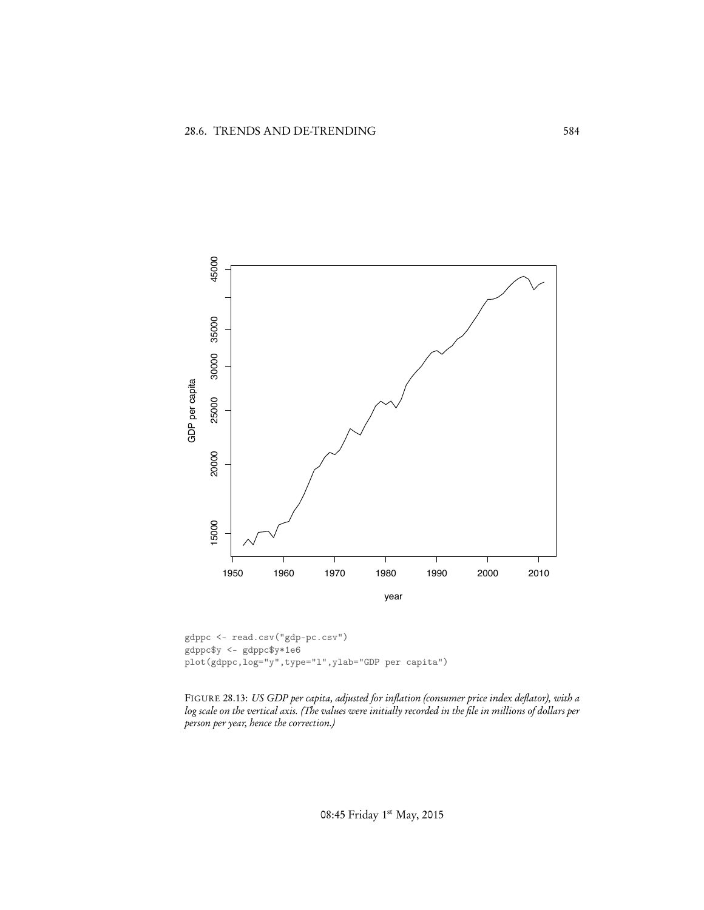```
gdppc <- read.csv("gdp-pc.csv")
gdppc$y <- gdppc$y*1e6
plot(gdppc,log="y",type="l",ylab="GDP per capita")
```

FIGURE 28.13: *US GDP per capita, adjusted for inflation (consumer price index deflator), with a log scale on the vertical axis. (The values were initially recorded in the file in millions of dollars per person per year, hence the correction.)*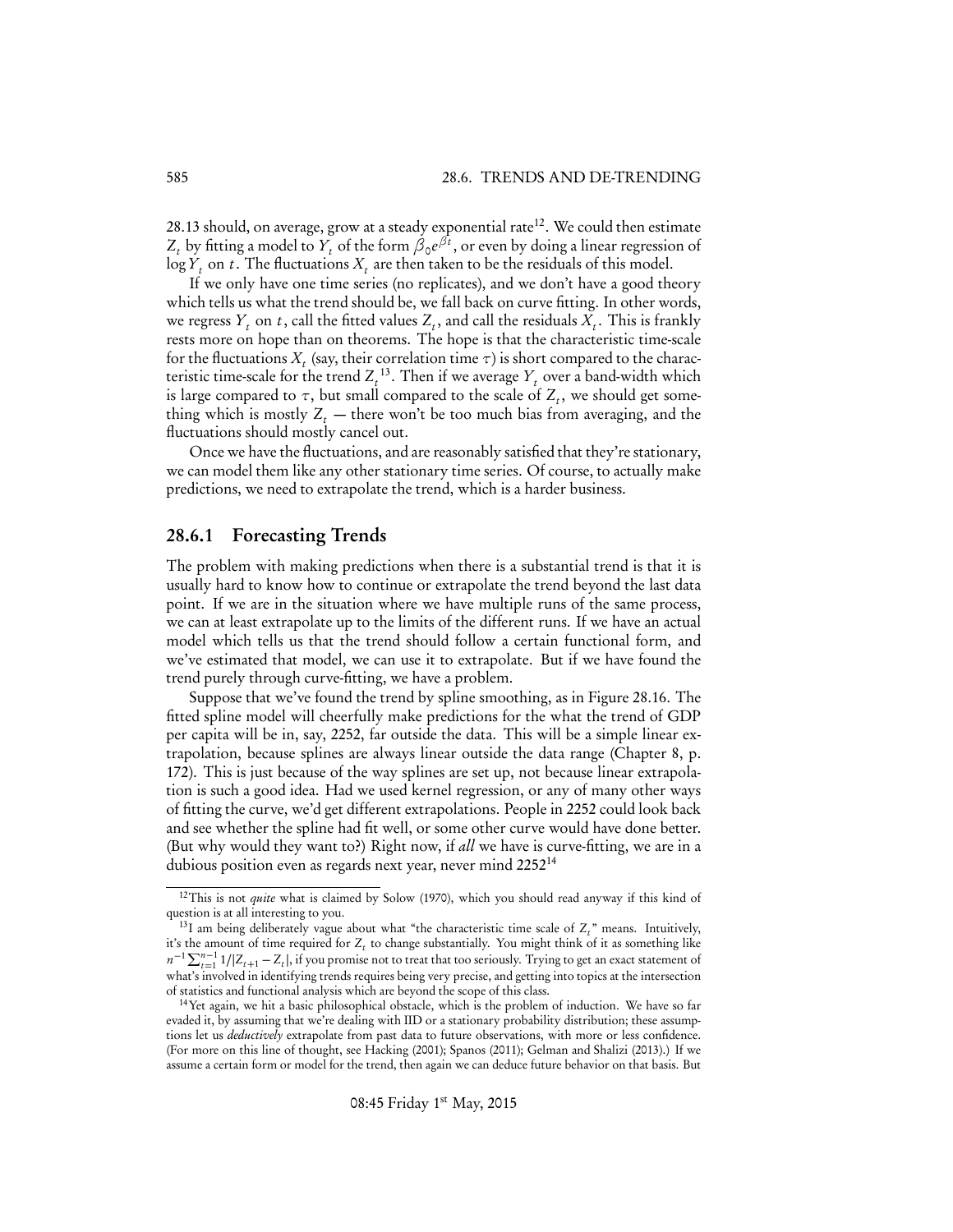28.13 should, on average, grow at a steady exponential rate[12]. We could then estimate $Z_t$ by fitting a model to $Y_t$ of the form $\beta_0 e^{\beta t}$, or even by doing a linear regression of $\log Y_t$ on $t$. The fluctuations $X_t$ are then taken to be the residuals of this model.

If we only have one time series (no replicates), and we don't have a good theory which tells us what the trend should be, we fall back on curve fitting. In other words, we regress $Y_t$ on $t$, call the fitted values $Z_t$, and call the residuals $X_t$. This is frankly rests more on hope than on theorems. The hope is that the characteristic time-scale for the fluctuations $X_t$ (say, their correlation time $\tau$) is short compared to the characteristic time-scale for the trend $Z_t$[13]. Then if we average $Y_t$ over a band-width which is large compared to $\tau$, but small compared to the scale of $Z_t$, we should get something which is mostly $Z_t$ — there won't be too much bias from averaging, and the fluctuations should mostly cancel out.

Once we have the fluctuations, and are reasonably satisfied that they're stationary, we can model them like any other stationary time series. Of course, to actually make predictions, we need to extrapolate the trend, which is a harder business.

### 28.6.1 Forecasting Trends

The problem with making predictions when there is a substantial trend is that it is usually hard to know how to continue or extrapolate the trend beyond the last data point. If we are in the situation where we have multiple runs of the same process, we can at least extrapolate up to the limits of the different runs. If we have an actual model which tells us that the trend should follow a certain functional form, and we've estimated that model, we can use it to extrapolate. But if we have found the trend purely through curve-fitting, we have a problem.

Suppose that we've found the trend by spline smoothing, as in Figure 28.16. The fitted spline model will cheerfully make predictions for the what the trend of GDP per capita will be in, say, 2252, far outside the data. This will be a simple linear extrapolation, because splines are always linear outside the data range (Chapter 8, p. 172). This is just because of the way splines are set up, not because linear extrapolation is such a good idea. Had we used kernel regression, or any of many other ways of fitting the curve, we'd get different extrapolations. People in 2252 could look back and see whether the spline had fit well, or some other curve would have done better. (But why would they want to?) Right now, if *all* we have is curve-fitting, we are in a dubious position even as regards next year, never mind 2252[14]

---

[12] This is not *quite* what is claimed by Solow (1970), which you should read anyway if this kind of question is at all interesting to you.

[13] I am being deliberately vague about what "the characteristic time scale of $Z_t$" means. Intuitively, it's the amount of time required for $Z_t$ to change substantially. You might think of it as something like $n^{-1}\sum_{t=1}^{n-1} 1/|Z_{t+1} - Z_t|$, if you promise not to treat that too seriously. Trying to get an exact statement of what's involved in identifying trends requires being very precise, and getting into topics at the intersection of statistics and functional analysis which are beyond the scope of this class.

[14] Yet again, we hit a basic philosophical obstacle, which is the problem of induction. We have so far evaded it, by assuming that we're dealing with IID or a stationary probability distribution; these assumptions let us *deductively* extrapolate from past data to future observations, with more or less confidence. (For more on this line of thought, see Hacking (2001); Spanos (2011); Gelman and Shalizi (2013).) If we assume a certain form or model for the trend, then again we can deduce future behavior on that basis. But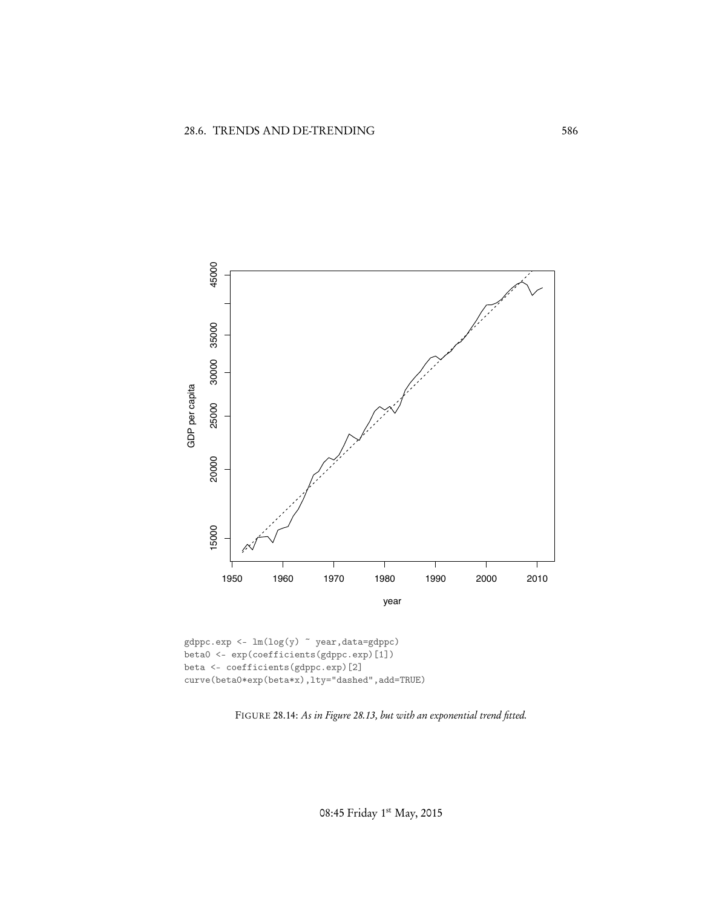```
gdppc.exp <- lm(log(y) ~ year,data=gdppc)
beta0 <- exp(coefficients(gdppc.exp)[1])
beta <- coefficients(gdppc.exp)[2]
curve(beta0*exp(beta*x),lty="dashed",add=TRUE)
```

FIGURE 28.14: *As in Figure 28.13, but with an exponential trend fitted.*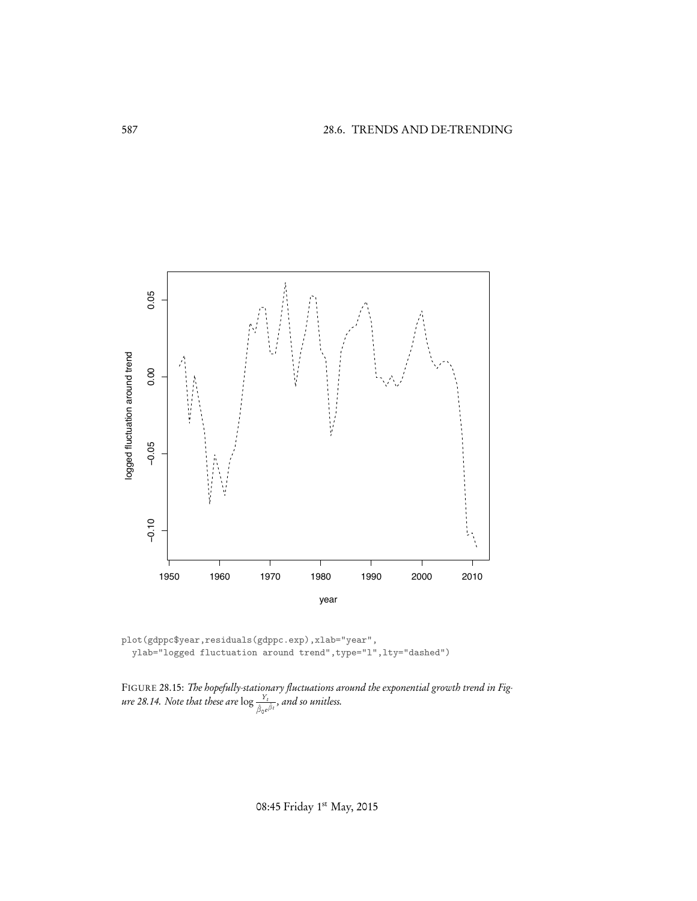```
plot(gdppc$year,residuals(gdppc.exp),xlab="year",
  ylab="logged fluctuation around trend",type="l",lty="dashed")
```

FIGURE 28.15: *The hopefully-stationary fluctuations around the exponential growth trend in Figure 28.14. Note that these are* $\log \frac{Y_t}{\hat{\beta}_0 e^{\hat{\beta} t}}$*, and so unitless.*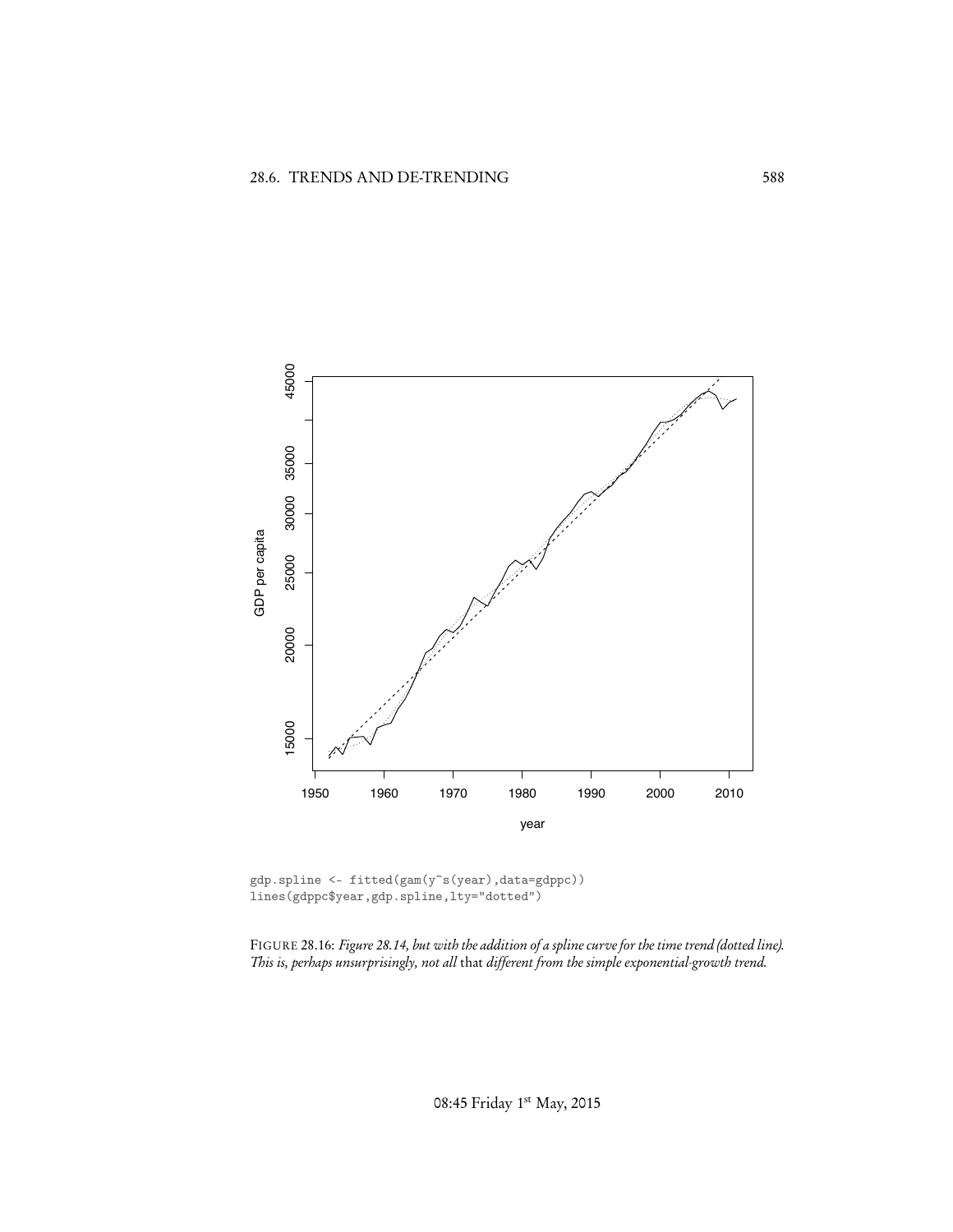```
gdp.spline <- fitted(gam(y~s(year),data=gdppc))
lines(gdppc$year,gdp.spline,lty="dotted")
```

FIGURE 28.16: *Figure 28.14, but with the addition of a spline curve for the time trend (dotted line). This is, perhaps unsurprisingly, not all* that *different from the simple exponential-growth trend.*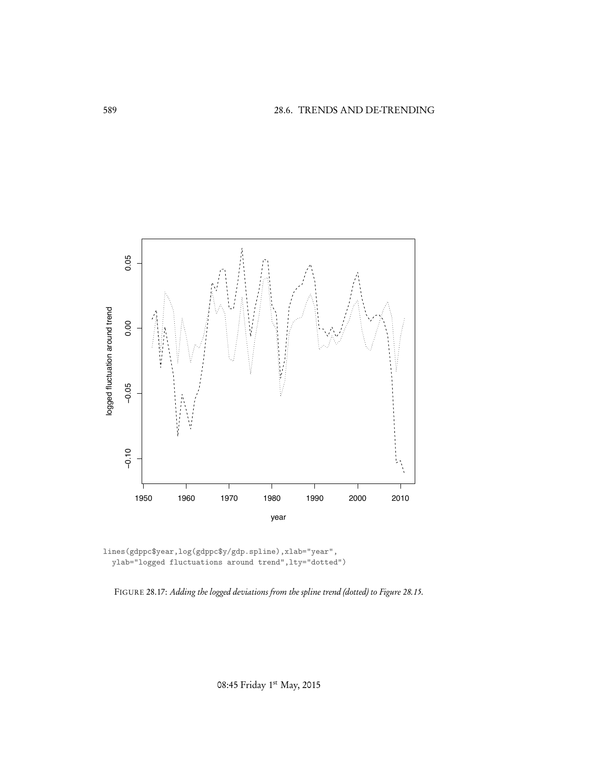```
lines(gdppc$year,log(gdppc$y/gdp.spline),xlab="year",
  ylab="logged fluctuations around trend",lty="dotted")
```

FIGURE 28.17: *Adding the logged deviations from the spline trend (dotted) to Figure 28.15.*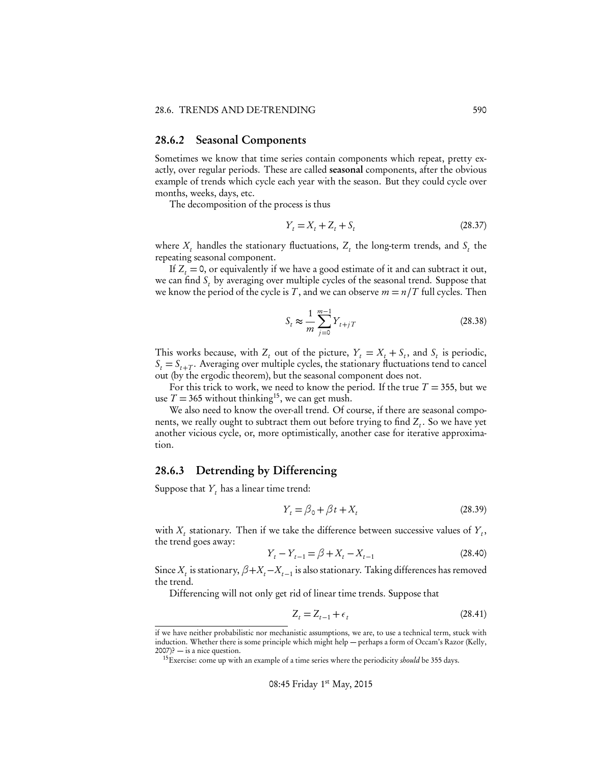### 28.6.2 Seasonal Components

Sometimes we know that time series contain components which repeat, pretty exactly, over regular periods. These are called **seasonal** components, after the obvious example of trends which cycle each year with the season. But they could cycle over months, weeks, days, etc.

The decomposition of the process is thus

$$Y_t = X_t + Z_t + S_t \tag{28.37}$$

where $X_t$ handles the stationary fluctuations, $Z_t$ the long-term trends, and $S_t$ the repeating seasonal component.

If $Z_t = 0$, or equivalently if we have a good estimate of it and can subtract it out, we can find $S_t$ by averaging over multiple cycles of the seasonal trend. Suppose that we know the period of the cycle is $T$, and we can observe $m = n/T$ full cycles. Then

$$S_t \approx \frac{1}{m} \sum_{j=0}^{m-1} Y_{t+jT} \tag{28.38}$$

This works because, with $Z_t$ out of the picture, $Y_t = X_t + S_t$, and $S_t$ is periodic, $S_t = S_{t+T}$. Averaging over multiple cycles, the stationary fluctuations tend to cancel out (by the ergodic theorem), but the seasonal component does not.

For this trick to work, we need to know the period. If the true $T = 355$, but we use $T = 365$ without thinking[15], we can get mush.

We also need to know the over-all trend. Of course, if there are seasonal components, we really ought to subtract them out before trying to find $Z_t$. So we have yet another vicious cycle, or, more optimistically, another case for iterative approximation.

### 28.6.3 Detrending by Differencing

Suppose that $Y_t$ has a linear time trend:

$$Y_t = \beta_0 + \beta t + X_t \tag{28.39}$$

with $X_t$ stationary. Then if we take the difference between successive values of $Y_t$, the trend goes away:

$$Y_t - Y_{t-1} = \beta + X_t - X_{t-1} \tag{28.40}$$

Since $X_t$ is stationary, $\beta + X_t - X_{t-1}$ is also stationary. Taking differences has removed the trend.

Differencing will not only get rid of linear time trends. Suppose that

$$Z_t = Z_{t-1} + \epsilon_t \tag{28.41}$$

---

if we have neither probabilistic nor mechanistic assumptions, we are, to use a technical term, stuck with induction. Whether there is some principle which might help — perhaps a form of Occam's Razor (Kelly, 2007)? — is a nice question.

[15] Exercise: come up with an example of a time series where the periodicity *should* be 355 days.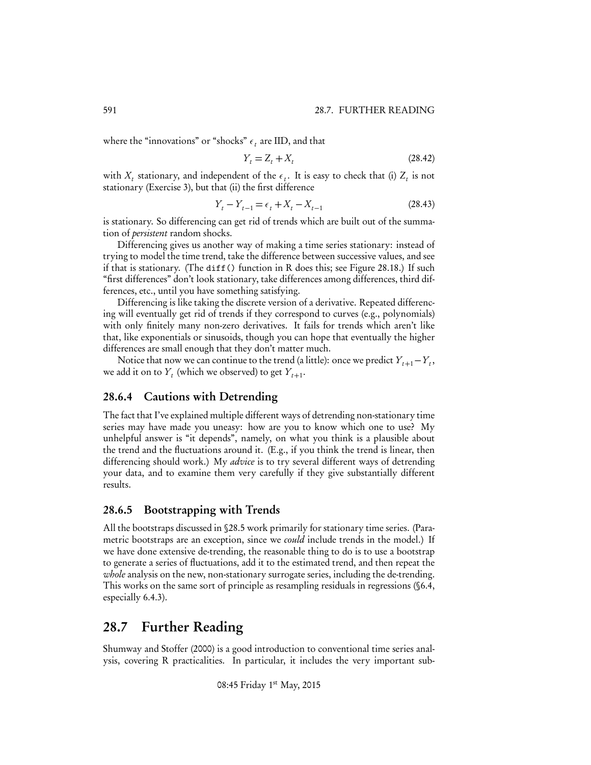where the "innovations" or "shocks" $\epsilon_t$ are IID, and that

$$Y_t = Z_t + X_t \tag{28.42}$$

with $X_t$ stationary, and independent of the $\epsilon_t$. It is easy to check that (i) $Z_t$ is not stationary (Exercise 3), but that (ii) the first difference

$$Y_t - Y_{t-1} = \epsilon_t + X_t - X_{t-1} \tag{28.43}$$

is stationary. So differencing can get rid of trends which are built out of the summation of *persistent* random shocks.

Differencing gives us another way of making a time series stationary: instead of trying to model the time trend, take the difference between successive values, and see if that is stationary. (The `diff()` function in R does this; see Figure 28.18.) If such "first differences" don't look stationary, take differences among differences, third differences, etc., until you have something satisfying.

Differencing is like taking the discrete version of a derivative. Repeated differencing will eventually get rid of trends if they correspond to curves (e.g., polynomials) with only finitely many non-zero derivatives. It fails for trends which aren't like that, like exponentials or sinusoids, though you can hope that eventually the higher differences are small enough that they don't matter much.

Notice that now we can continue to the trend (a little): once we predict $Y_{t+1} - Y_t$, we add it on to $Y_t$ (which we observed) to get $Y_{t+1}$.

### 28.6.4 Cautions with Detrending

The fact that I've explained multiple different ways of detrending non-stationary time series may have made you uneasy: how are you to know which one to use? My unhelpful answer is "it depends", namely, on what you think is a plausible about the trend and the fluctuations around it. (E.g., if you think the trend is linear, then differencing should work.) My *advice* is to try several different ways of detrending your data, and to examine them very carefully if they give substantially different results.

### 28.6.5 Bootstrapping with Trends

All the bootstraps discussed in §28.5 work primarily for stationary time series. (Parametric bootstraps are an exception, since we *could* include trends in the model.) If we have done extensive de-trending, the reasonable thing to do is to use a bootstrap to generate a series of fluctuations, add it to the estimated trend, and then repeat the *whole* analysis on the new, non-stationary surrogate series, including the de-trending. This works on the same sort of principle as resampling residuals in regressions (§6.4, especially 6.4.3).

## 28.7 Further Reading

Shumway and Stoffer (2000) is a good introduction to conventional time series analysis, covering R practicalities. In particular, it includes the very important sub-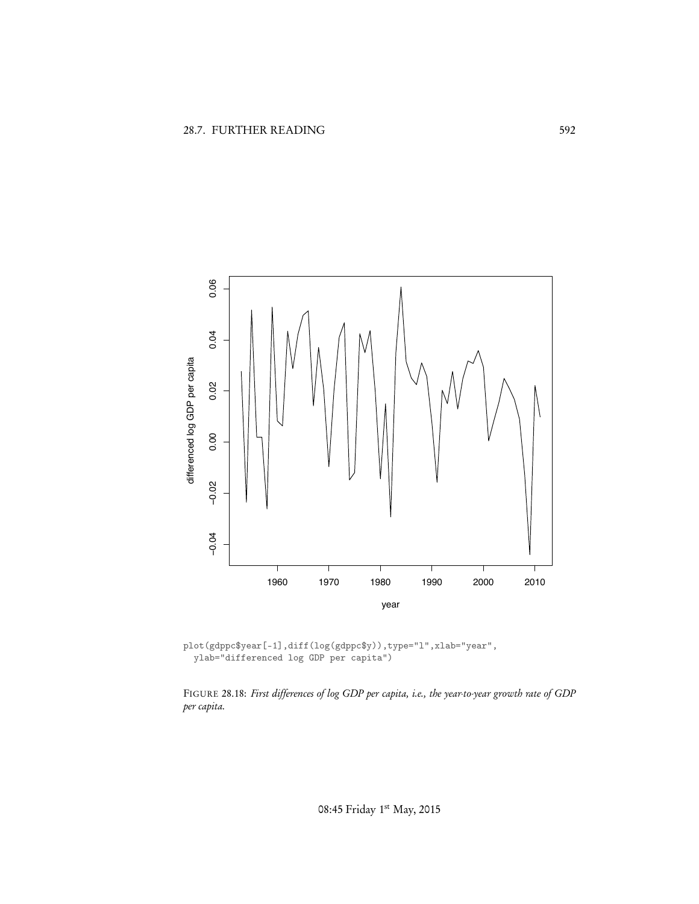```
plot(gdppc$year[-1],diff(log(gdppc$y)),type="l",xlab="year",
  ylab="differenced log GDP per capita")
```

FIGURE 28.18: *First differences of log GDP per capita, i.e., the year-to-year growth rate of GDP per capita.*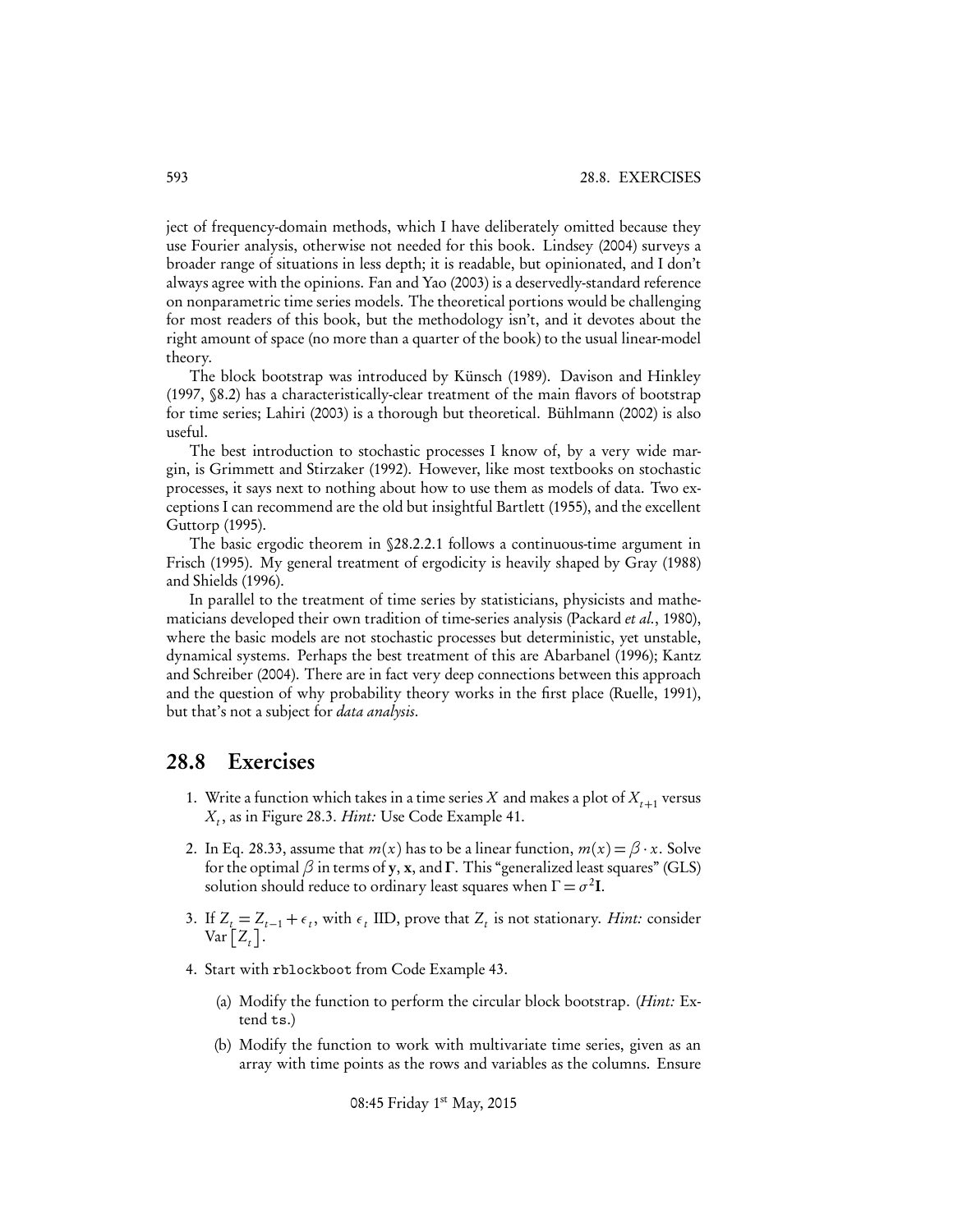ject of frequency-domain methods, which I have deliberately omitted because they use Fourier analysis, otherwise not needed for this book. Lindsey (2004) surveys a broader range of situations in less depth; it is readable, but opinionated, and I don't always agree with the opinions. Fan and Yao (2003) is a deservedly-standard reference on nonparametric time series models. The theoretical portions would be challenging for most readers of this book, but the methodology isn't, and it devotes about the right amount of space (no more than a quarter of the book) to the usual linear-model theory.

The block bootstrap was introduced by Künsch (1989). Davison and Hinkley (1997, §8.2) has a characteristically-clear treatment of the main flavors of bootstrap for time series; Lahiri (2003) is a thorough but theoretical. Bühlmann (2002) is also useful.

The best introduction to stochastic processes I know of, by a very wide margin, is Grimmett and Stirzaker (1992). However, like most textbooks on stochastic processes, it says next to nothing about how to use them as models of data. Two exceptions I can recommend are the old but insightful Bartlett (1955), and the excellent Guttorp (1995).

The basic ergodic theorem in §28.2.2.1 follows a continuous-time argument in Frisch (1995). My general treatment of ergodicity is heavily shaped by Gray (1988) and Shields (1996).

In parallel to the treatment of time series by statisticians, physicists and mathematicians developed their own tradition of time-series analysis (Packard *et al.*, 1980), where the basic models are not stochastic processes but deterministic, yet unstable, dynamical systems. Perhaps the best treatment of this are Abarbanel (1996); Kantz and Schreiber (2004). There are in fact very deep connections between this approach and the question of why probability theory works in the first place (Ruelle, 1991), but that's not a subject for *data analysis*.

## 28.8 Exercises

1. Write a function which takes in a time series $X$ and makes a plot of $X_{t+1}$ versus $X_t$, as in Figure 28.3. *Hint:* Use Code Example 41.
2. In Eq. 28.33, assume that $m(x)$ has to be a linear function, $m(x) = \beta \cdot x$. Solve for the optimal $\beta$ in terms of $\mathbf{y}$, $\mathbf{x}$, and $\mathbf{\Gamma}$. This "generalized least squares" (GLS) solution should reduce to ordinary least squares when $\Gamma = \sigma^2 \mathbf{I}$.
3. If $Z_t = Z_{t-1} + \epsilon_t$, with $\epsilon_t$ IID, prove that $Z_t$ is not stationary. *Hint:* consider $\text{Var}\left[Z_t\right]$.
4. Start with `rblockboot` from Code Example 43.
   (a) Modify the function to perform the circular block bootstrap. (*Hint:* Extend `ts`.)
   (b) Modify the function to work with multivariate time series, given as an array with time points as the rows and variables as the columns. Ensure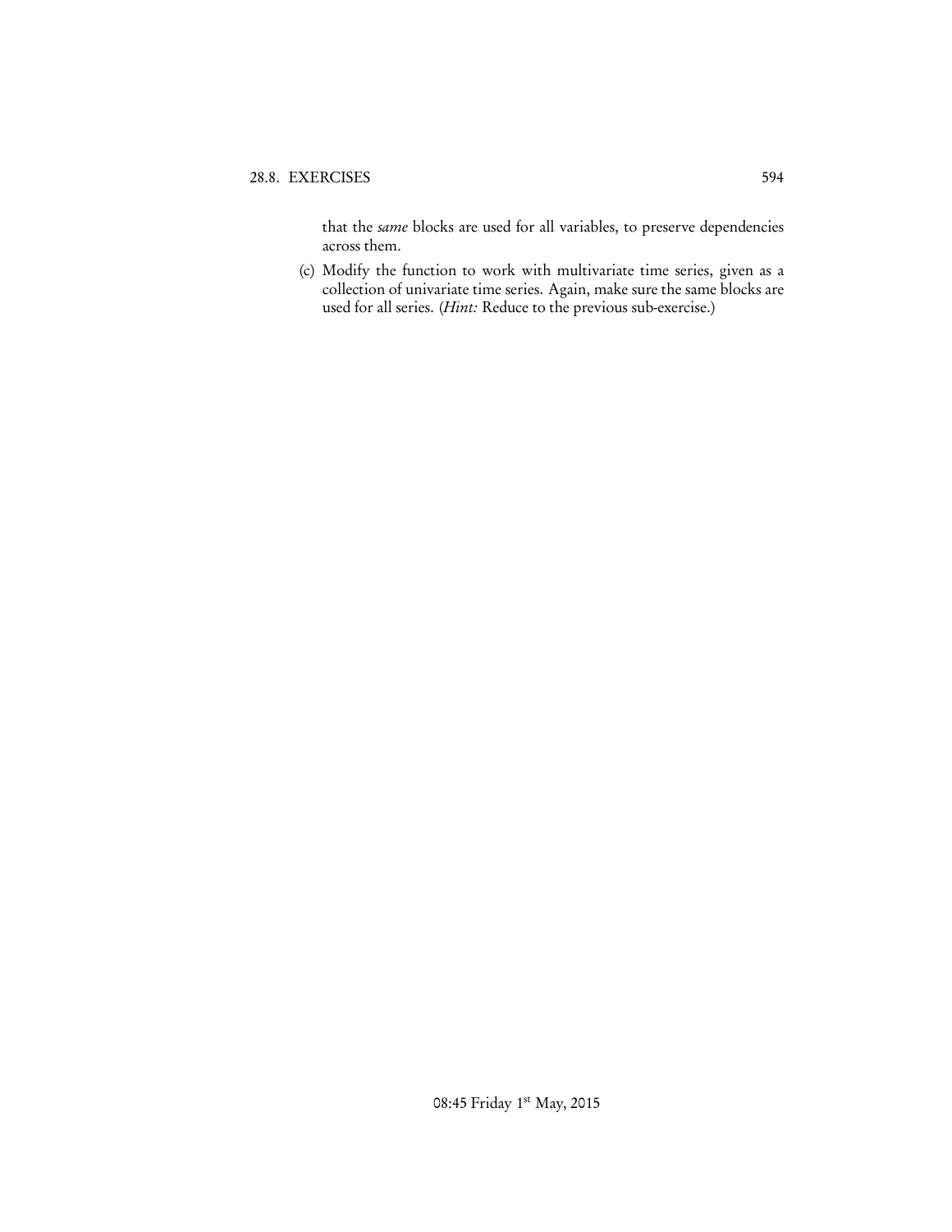that the *same* blocks are used for all variables, to preserve dependencies across them.

(c) Modify the function to work with multivariate time series, given as a collection of univariate time series. Again, make sure the same blocks are used for all series. (*Hint:* Reduce to the previous sub-exercise.)